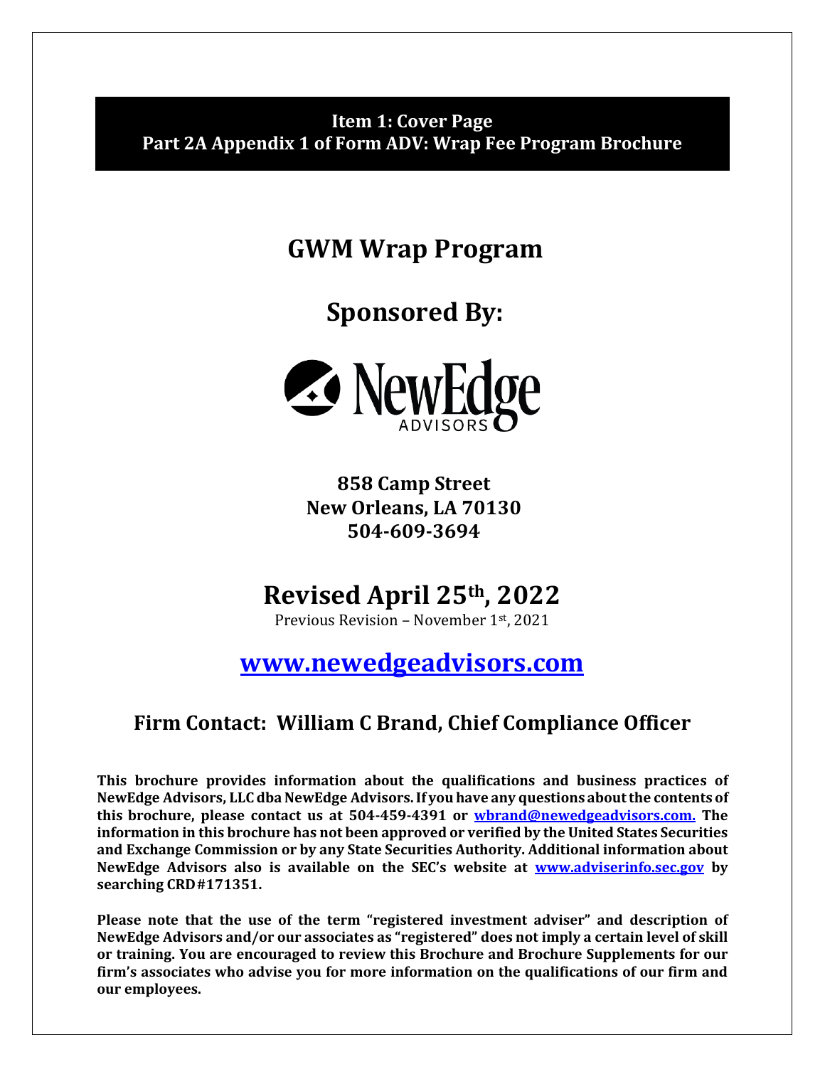**Item 1: Cover Page**
**Part 2A Appendix 1 of Form ADV: Wrap Fee Program Brochure**

# GWM Wrap Program

## Sponsored By:

NewEdge ADVISORS

**858 Camp Street**
**New Orleans, LA 70130**
**504-609-3694**

## Revised April 25th, 2022

Previous Revision – November 1st, 2021

## [www.newedgeadvisors.com](http://www.newedgeadvisors.com)

### Firm Contact: William C Brand, Chief Compliance Officer

**This brochure provides information about the qualifications and business practices of NewEdge Advisors, LLC dba NewEdge Advisors. If you have any questions about the contents of this brochure, please contact us at 504-459-4391 or [wbrand@newedgeadvisors.com.](mailto:wbrand@newedgeadvisors.com) The information in this brochure has not been approved or verified by the United States Securities and Exchange Commission or by any State Securities Authority. Additional information about NewEdge Advisors also is available on the SEC's website at [www.adviserinfo.sec.gov](http://www.adviserinfo.sec.gov) by searching CRD#171351.**

**Please note that the use of the term "registered investment adviser" and description of NewEdge Advisors and/or our associates as "registered" does not imply a certain level of skill or training. You are encouraged to review this Brochure and Brochure Supplements for our firm's associates who advise you for more information on the qualifications of our firm and our employees.**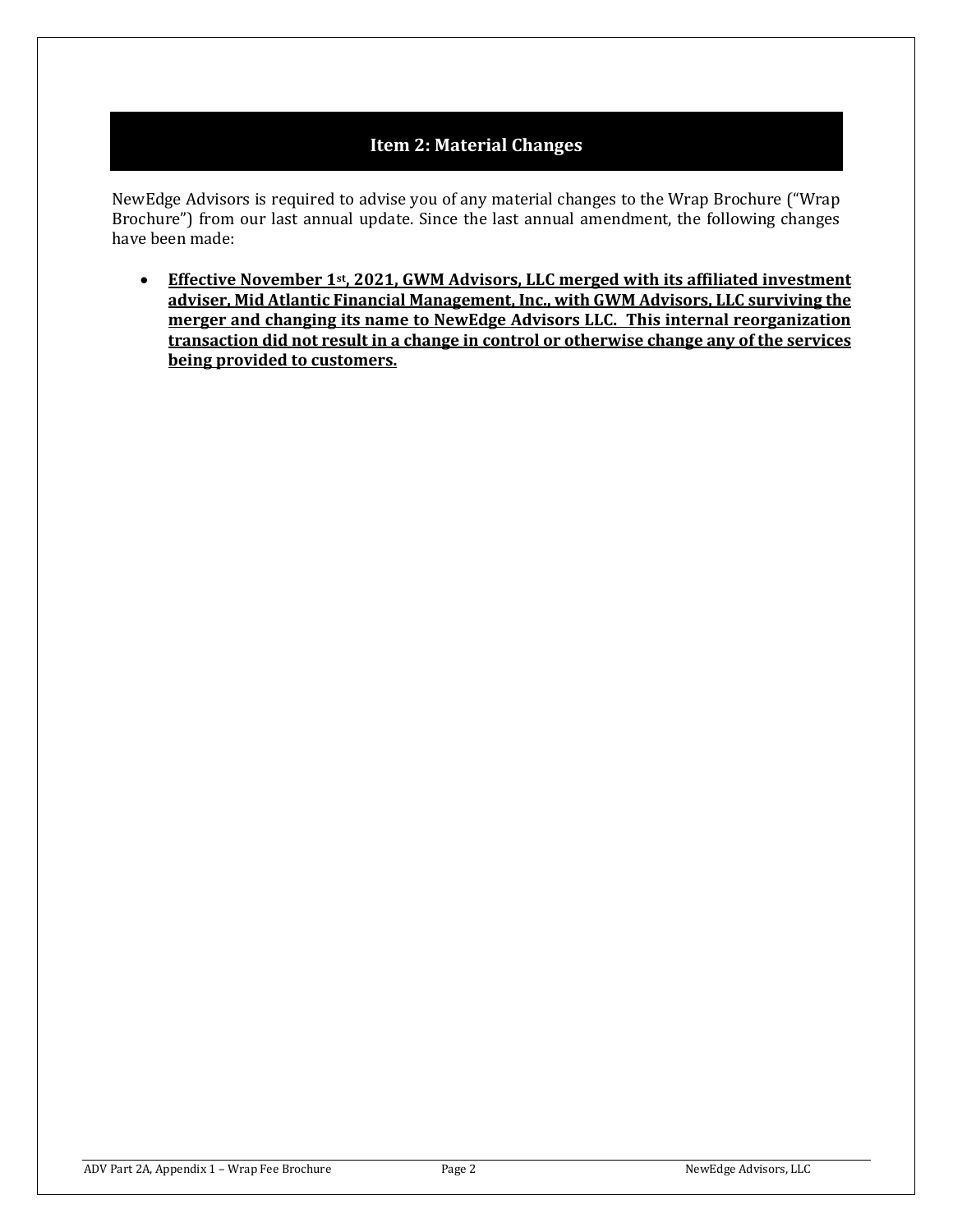## Item 2: Material Changes

NewEdge Advisors is required to advise you of any material changes to the Wrap Brochure ("Wrap Brochure") from our last annual update. Since the last annual amendment, the following changes have been made:

- **Effective November 1st, 2021, GWM Advisors, LLC merged with its affiliated investment adviser, Mid Atlantic Financial Management, Inc., with GWM Advisors, LLC surviving the merger and changing its name to NewEdge Advisors LLC. This internal reorganization transaction did not result in a change in control or otherwise change any of the services being provided to customers.**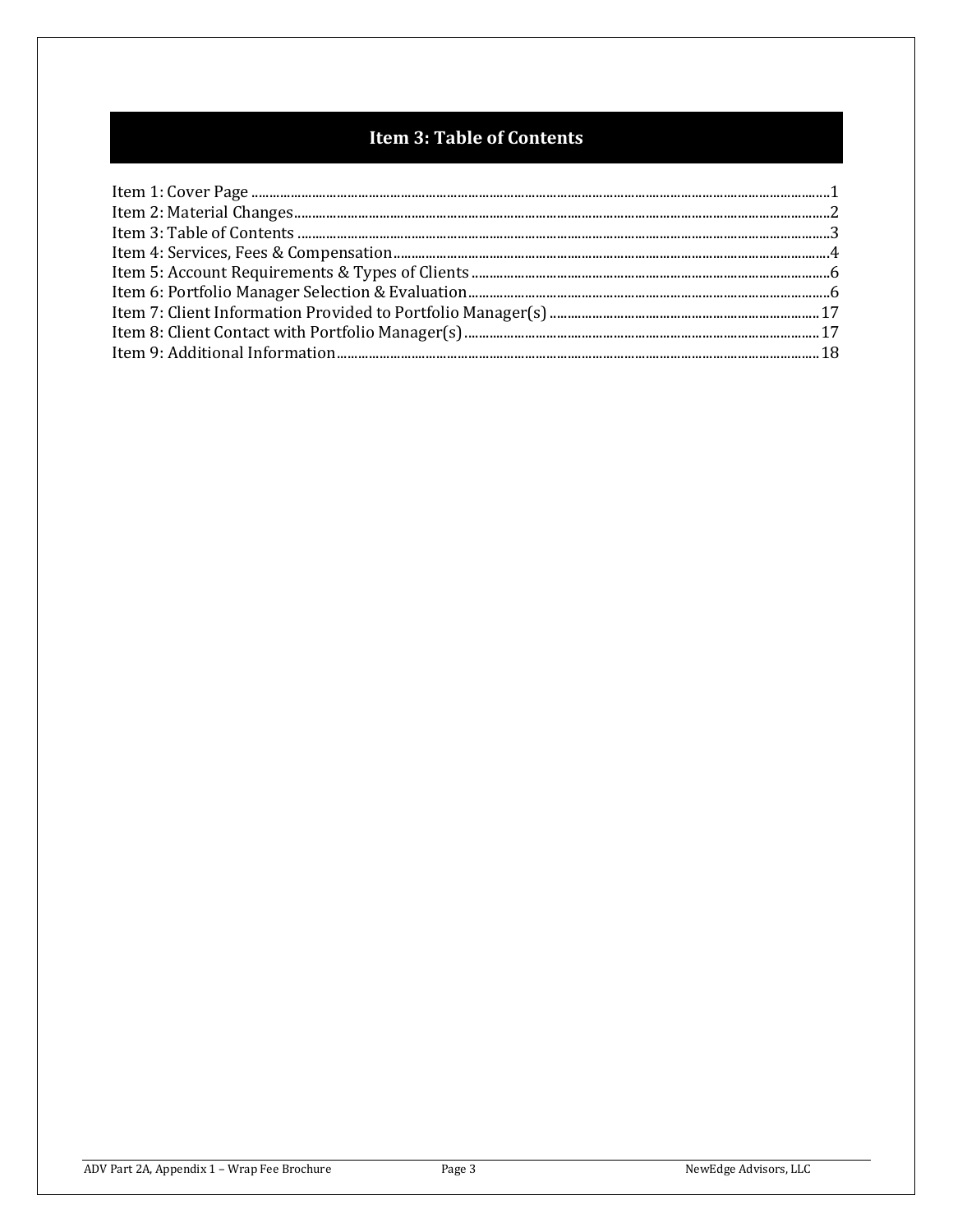# Item 3: Table of Contents

Item 1: Cover Page ........................................................................................................................................................ 1
Item 2: Material Changes ................................................................................................................................................ 2
Item 3: Table of Contents ................................................................................................................................................ 3
Item 4: Services, Fees & Compensation ........................................................................................................................ 4
Item 5: Account Requirements & Types of Clients ........................................................................................................ 6
Item 6: Portfolio Manager Selection & Evaluation ......................................................................................................... 6
Item 7: Client Information Provided to Portfolio Manager(s) ....................................................................................... 17
Item 8: Client Contact with Portfolio Manager(s) ......................................................................................................... 17
Item 9: Additional Information ...................................................................................................................................... 18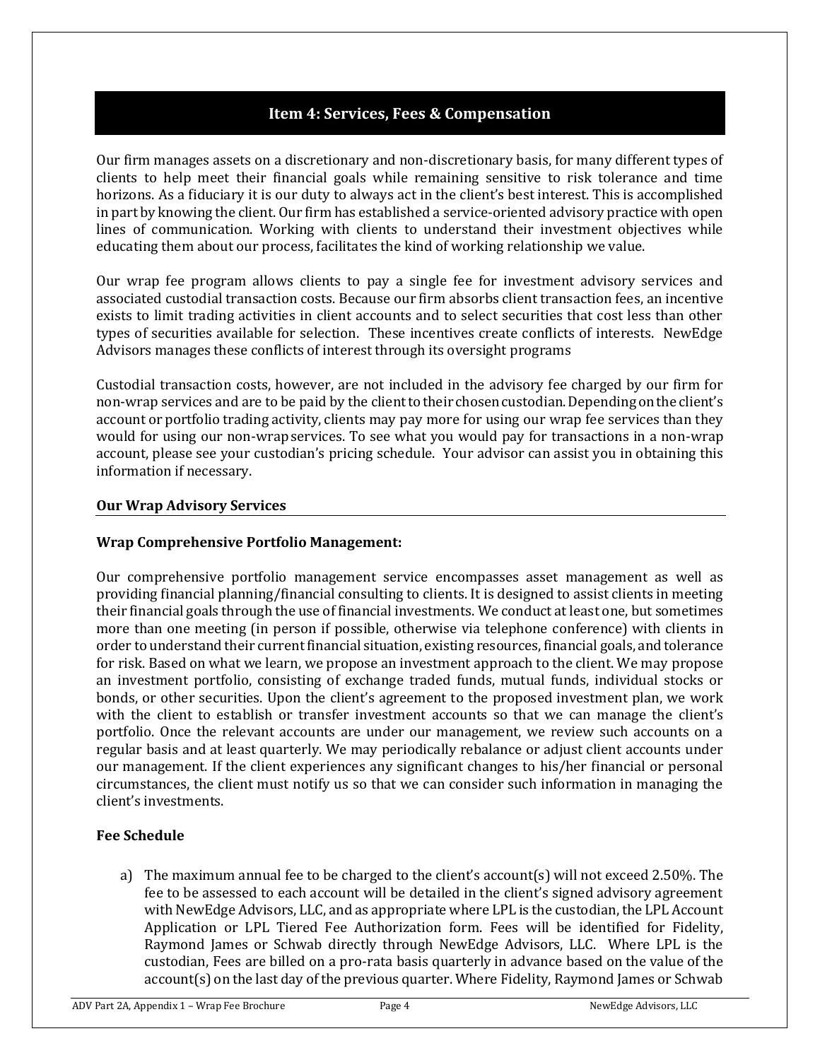## Item 4: Services, Fees & Compensation

Our firm manages assets on a discretionary and non-discretionary basis, for many different types of clients to help meet their financial goals while remaining sensitive to risk tolerance and time horizons. As a fiduciary it is our duty to always act in the client's best interest. This is accomplished in part by knowing the client. Our firm has established a service-oriented advisory practice with open lines of communication. Working with clients to understand their investment objectives while educating them about our process, facilitates the kind of working relationship we value.

Our wrap fee program allows clients to pay a single fee for investment advisory services and associated custodial transaction costs. Because our firm absorbs client transaction fees, an incentive exists to limit trading activities in client accounts and to select securities that cost less than other types of securities available for selection. These incentives create conflicts of interests. NewEdge Advisors manages these conflicts of interest through its oversight programs

Custodial transaction costs, however, are not included in the advisory fee charged by our firm for non-wrap services and are to be paid by the client to their chosen custodian. Depending on the client's account or portfolio trading activity, clients may pay more for using our wrap fee services than they would for using our non-wrap services. To see what you would pay for transactions in a non-wrap account, please see your custodian's pricing schedule. Your advisor can assist you in obtaining this information if necessary.

### Our Wrap Advisory Services

**Wrap Comprehensive Portfolio Management:**

Our comprehensive portfolio management service encompasses asset management as well as providing financial planning/financial consulting to clients. It is designed to assist clients in meeting their financial goals through the use of financial investments. We conduct at least one, but sometimes more than one meeting (in person if possible, otherwise via telephone conference) with clients in order to understand their current financial situation, existing resources, financial goals, and tolerance for risk. Based on what we learn, we propose an investment approach to the client. We may propose an investment portfolio, consisting of exchange traded funds, mutual funds, individual stocks or bonds, or other securities. Upon the client's agreement to the proposed investment plan, we work with the client to establish or transfer investment accounts so that we can manage the client's portfolio. Once the relevant accounts are under our management, we review such accounts on a regular basis and at least quarterly. We may periodically rebalance or adjust client accounts under our management. If the client experiences any significant changes to his/her financial or personal circumstances, the client must notify us so that we can consider such information in managing the client's investments.

**Fee Schedule**

a) The maximum annual fee to be charged to the client's account(s) will not exceed 2.50%. The fee to be assessed to each account will be detailed in the client's signed advisory agreement with NewEdge Advisors, LLC, and as appropriate where LPL is the custodian, the LPL Account Application or LPL Tiered Fee Authorization form. Fees will be identified for Fidelity, Raymond James or Schwab directly through NewEdge Advisors, LLC. Where LPL is the custodian, Fees are billed on a pro-rata basis quarterly in advance based on the value of the account(s) on the last day of the previous quarter. Where Fidelity, Raymond James or Schwab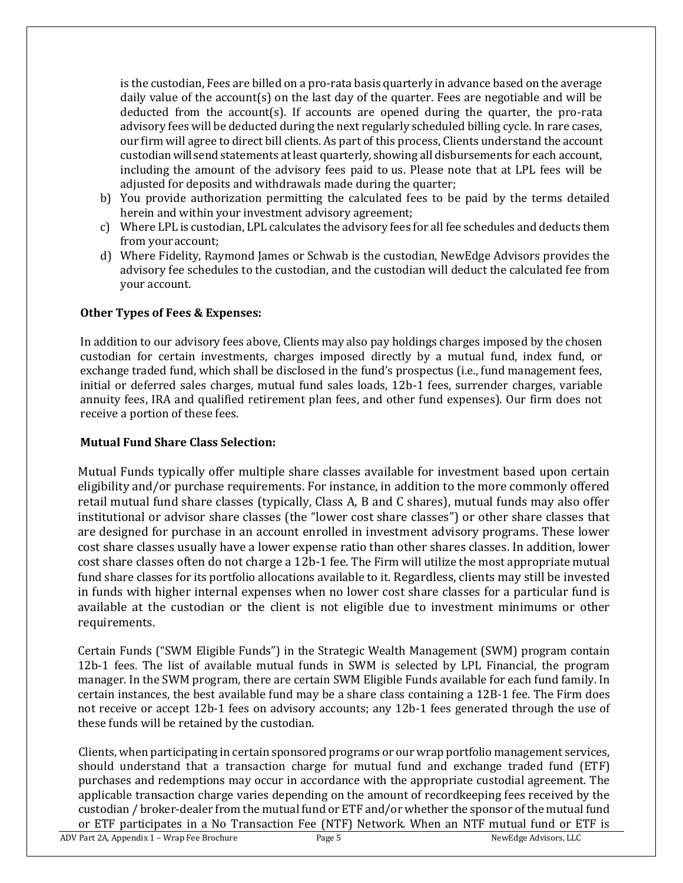is the custodian, Fees are billed on a pro-rata basis quarterly in advance based on the average daily value of the account(s) on the last day of the quarter. Fees are negotiable and will be deducted from the account(s). If accounts are opened during the quarter, the pro-rata advisory fees will be deducted during the next regularly scheduled billing cycle. In rare cases, our firm will agree to direct bill clients. As part of this process, Clients understand the account custodian will send statements at least quarterly, showing all disbursements for each account, including the amount of the advisory fees paid to us. Please note that at LPL fees will be adjusted for deposits and withdrawals made during the quarter;

b) You provide authorization permitting the calculated fees to be paid by the terms detailed herein and within your investment advisory agreement;
c) Where LPL is custodian, LPL calculates the advisory fees for all fee schedules and deducts them from your account;
d) Where Fidelity, Raymond James or Schwab is the custodian, NewEdge Advisors provides the advisory fee schedules to the custodian, and the custodian will deduct the calculated fee from your account.

**Other Types of Fees & Expenses:**

In addition to our advisory fees above, Clients may also pay holdings charges imposed by the chosen custodian for certain investments, charges imposed directly by a mutual fund, index fund, or exchange traded fund, which shall be disclosed in the fund's prospectus (i.e., fund management fees, initial or deferred sales charges, mutual fund sales loads, 12b-1 fees, surrender charges, variable annuity fees, IRA and qualified retirement plan fees, and other fund expenses). Our firm does not receive a portion of these fees.

**Mutual Fund Share Class Selection:**

Mutual Funds typically offer multiple share classes available for investment based upon certain eligibility and/or purchase requirements. For instance, in addition to the more commonly offered retail mutual fund share classes (typically, Class A, B and C shares), mutual funds may also offer institutional or advisor share classes (the "lower cost share classes") or other share classes that are designed for purchase in an account enrolled in investment advisory programs. These lower cost share classes usually have a lower expense ratio than other shares classes. In addition, lower cost share classes often do not charge a 12b-1 fee. The Firm will utilize the most appropriate mutual fund share classes for its portfolio allocations available to it. Regardless, clients may still be invested in funds with higher internal expenses when no lower cost share classes for a particular fund is available at the custodian or the client is not eligible due to investment minimums or other requirements.

Certain Funds ("SWM Eligible Funds") in the Strategic Wealth Management (SWM) program contain 12b-1 fees. The list of available mutual funds in SWM is selected by LPL Financial, the program manager. In the SWM program, there are certain SWM Eligible Funds available for each fund family. In certain instances, the best available fund may be a share class containing a 12B-1 fee. The Firm does not receive or accept 12b-1 fees on advisory accounts; any 12b-1 fees generated through the use of these funds will be retained by the custodian.

Clients, when participating in certain sponsored programs or our wrap portfolio management services, should understand that a transaction charge for mutual fund and exchange traded fund (ETF) purchases and redemptions may occur in accordance with the appropriate custodial agreement. The applicable transaction charge varies depending on the amount of recordkeeping fees received by the custodian / broker-dealer from the mutual fund or ETF and/or whether the sponsor of the mutual fund or ETF participates in a No Transaction Fee (NTF) Network. When an NTF mutual fund or ETF is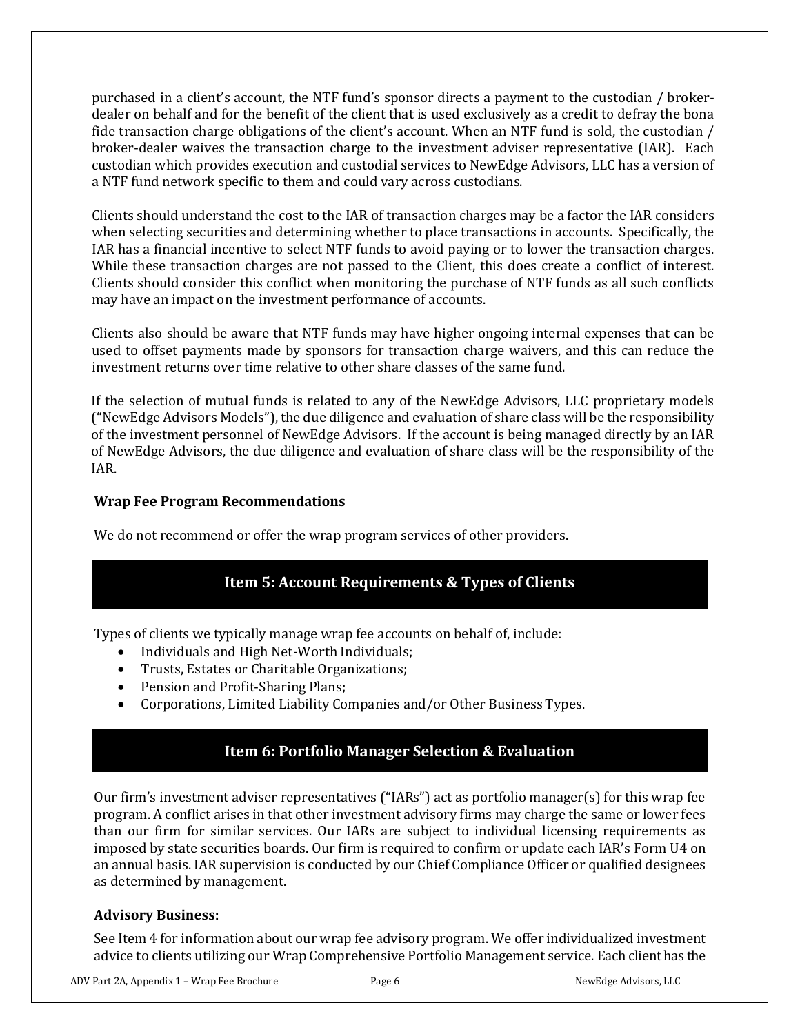purchased in a client's account, the NTF fund's sponsor directs a payment to the custodian / broker-dealer on behalf and for the benefit of the client that is used exclusively as a credit to defray the bona fide transaction charge obligations of the client's account. When an NTF fund is sold, the custodian / broker-dealer waives the transaction charge to the investment adviser representative (IAR). Each custodian which provides execution and custodial services to NewEdge Advisors, LLC has a version of a NTF fund network specific to them and could vary across custodians.

Clients should understand the cost to the IAR of transaction charges may be a factor the IAR considers when selecting securities and determining whether to place transactions in accounts. Specifically, the IAR has a financial incentive to select NTF funds to avoid paying or to lower the transaction charges. While these transaction charges are not passed to the Client, this does create a conflict of interest. Clients should consider this conflict when monitoring the purchase of NTF funds as all such conflicts may have an impact on the investment performance of accounts.

Clients also should be aware that NTF funds may have higher ongoing internal expenses that can be used to offset payments made by sponsors for transaction charge waivers, and this can reduce the investment returns over time relative to other share classes of the same fund.

If the selection of mutual funds is related to any of the NewEdge Advisors, LLC proprietary models ("NewEdge Advisors Models"), the due diligence and evaluation of share class will be the responsibility of the investment personnel of NewEdge Advisors. If the account is being managed directly by an IAR of NewEdge Advisors, the due diligence and evaluation of share class will be the responsibility of the IAR.

**Wrap Fee Program Recommendations**

We do not recommend or offer the wrap program services of other providers.

## Item 5: Account Requirements & Types of Clients

Types of clients we typically manage wrap fee accounts on behalf of, include:

- Individuals and High Net-Worth Individuals;
- Trusts, Estates or Charitable Organizations;
- Pension and Profit-Sharing Plans;
- Corporations, Limited Liability Companies and/or Other Business Types.

## Item 6: Portfolio Manager Selection & Evaluation

Our firm's investment adviser representatives ("IARs") act as portfolio manager(s) for this wrap fee program. A conflict arises in that other investment advisory firms may charge the same or lower fees than our firm for similar services. Our IARs are subject to individual licensing requirements as imposed by state securities boards. Our firm is required to confirm or update each IAR's Form U4 on an annual basis. IAR supervision is conducted by our Chief Compliance Officer or qualified designees as determined by management.

**Advisory Business:**

See Item 4 for information about our wrap fee advisory program. We offer individualized investment advice to clients utilizing our Wrap Comprehensive Portfolio Management service. Each client has the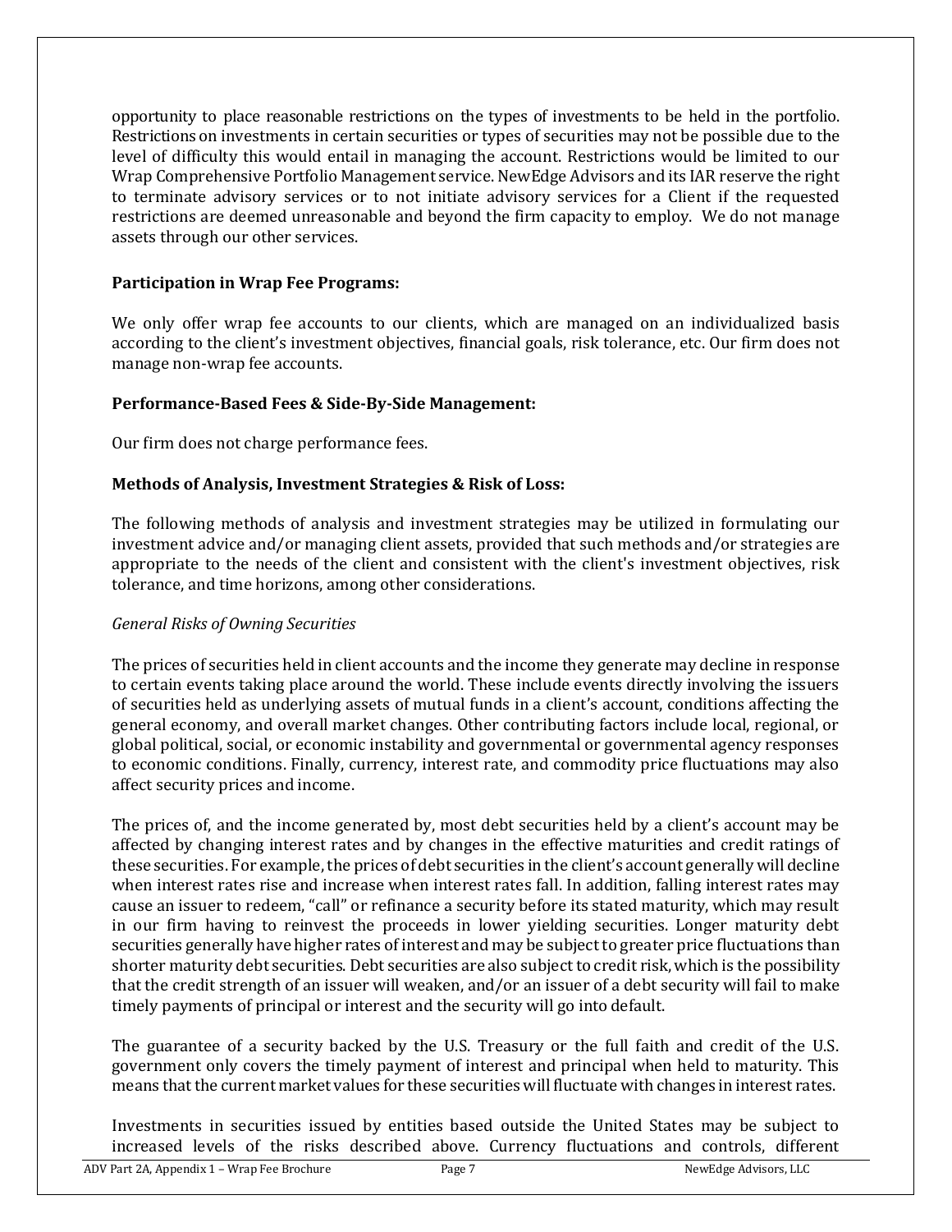opportunity to place reasonable restrictions on the types of investments to be held in the portfolio. Restrictions on investments in certain securities or types of securities may not be possible due to the level of difficulty this would entail in managing the account. Restrictions would be limited to our Wrap Comprehensive Portfolio Management service. NewEdge Advisors and its IAR reserve the right to terminate advisory services or to not initiate advisory services for a Client if the requested restrictions are deemed unreasonable and beyond the firm capacity to employ. We do not manage assets through our other services.

**Participation in Wrap Fee Programs:**

We only offer wrap fee accounts to our clients, which are managed on an individualized basis according to the client's investment objectives, financial goals, risk tolerance, etc. Our firm does not manage non-wrap fee accounts.

**Performance-Based Fees & Side-By-Side Management:**

Our firm does not charge performance fees.

**Methods of Analysis, Investment Strategies & Risk of Loss:**

The following methods of analysis and investment strategies may be utilized in formulating our investment advice and/or managing client assets, provided that such methods and/or strategies are appropriate to the needs of the client and consistent with the client's investment objectives, risk tolerance, and time horizons, among other considerations.

*General Risks of Owning Securities*

The prices of securities held in client accounts and the income they generate may decline in response to certain events taking place around the world. These include events directly involving the issuers of securities held as underlying assets of mutual funds in a client's account, conditions affecting the general economy, and overall market changes. Other contributing factors include local, regional, or global political, social, or economic instability and governmental or governmental agency responses to economic conditions. Finally, currency, interest rate, and commodity price fluctuations may also affect security prices and income.

The prices of, and the income generated by, most debt securities held by a client's account may be affected by changing interest rates and by changes in the effective maturities and credit ratings of these securities. For example, the prices of debt securities in the client's account generally will decline when interest rates rise and increase when interest rates fall. In addition, falling interest rates may cause an issuer to redeem, "call" or refinance a security before its stated maturity, which may result in our firm having to reinvest the proceeds in lower yielding securities. Longer maturity debt securities generally have higher rates of interest and may be subject to greater price fluctuations than shorter maturity debt securities. Debt securities are also subject to credit risk, which is the possibility that the credit strength of an issuer will weaken, and/or an issuer of a debt security will fail to make timely payments of principal or interest and the security will go into default.

The guarantee of a security backed by the U.S. Treasury or the full faith and credit of the U.S. government only covers the timely payment of interest and principal when held to maturity. This means that the current market values for these securities will fluctuate with changes in interest rates.

Investments in securities issued by entities based outside the United States may be subject to increased levels of the risks described above. Currency fluctuations and controls, different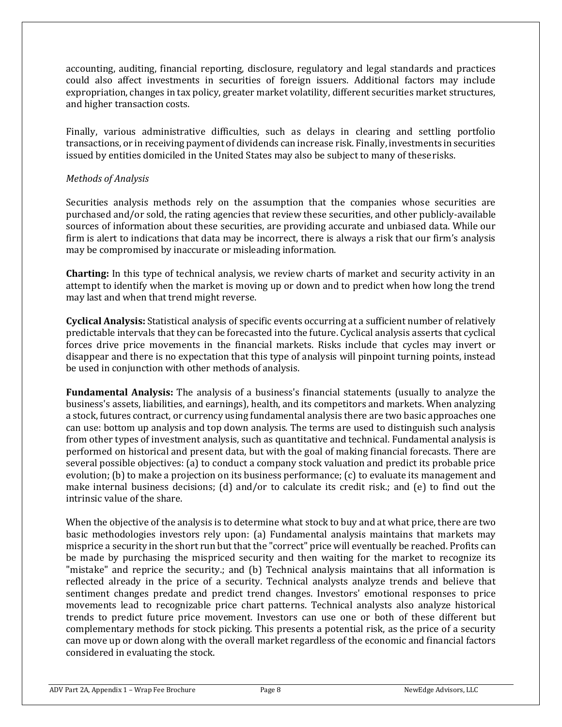accounting, auditing, financial reporting, disclosure, regulatory and legal standards and practices could also affect investments in securities of foreign issuers. Additional factors may include expropriation, changes in tax policy, greater market volatility, different securities market structures, and higher transaction costs.

Finally, various administrative difficulties, such as delays in clearing and settling portfolio transactions, or in receiving payment of dividends can increase risk. Finally, investments in securities issued by entities domiciled in the United States may also be subject to many of these risks.

*Methods of Analysis*

Securities analysis methods rely on the assumption that the companies whose securities are purchased and/or sold, the rating agencies that review these securities, and other publicly-available sources of information about these securities, are providing accurate and unbiased data. While our firm is alert to indications that data may be incorrect, there is always a risk that our firm's analysis may be compromised by inaccurate or misleading information.

**Charting:** In this type of technical analysis, we review charts of market and security activity in an attempt to identify when the market is moving up or down and to predict when how long the trend may last and when that trend might reverse.

**Cyclical Analysis:** Statistical analysis of specific events occurring at a sufficient number of relatively predictable intervals that they can be forecasted into the future. Cyclical analysis asserts that cyclical forces drive price movements in the financial markets. Risks include that cycles may invert or disappear and there is no expectation that this type of analysis will pinpoint turning points, instead be used in conjunction with other methods of analysis.

**Fundamental Analysis:** The analysis of a business's financial statements (usually to analyze the business's assets, liabilities, and earnings), health, and its competitors and markets. When analyzing a stock, futures contract, or currency using fundamental analysis there are two basic approaches one can use: bottom up analysis and top down analysis. The terms are used to distinguish such analysis from other types of investment analysis, such as quantitative and technical. Fundamental analysis is performed on historical and present data, but with the goal of making financial forecasts. There are several possible objectives: (a) to conduct a company stock valuation and predict its probable price evolution; (b) to make a projection on its business performance; (c) to evaluate its management and make internal business decisions; (d) and/or to calculate its credit risk.; and (e) to find out the intrinsic value of the share.

When the objective of the analysis is to determine what stock to buy and at what price, there are two basic methodologies investors rely upon: (a) Fundamental analysis maintains that markets may misprice a security in the short run but that the "correct" price will eventually be reached. Profits can be made by purchasing the mispriced security and then waiting for the market to recognize its "mistake" and reprice the security.; and (b) Technical analysis maintains that all information is reflected already in the price of a security. Technical analysts analyze trends and believe that sentiment changes predate and predict trend changes. Investors' emotional responses to price movements lead to recognizable price chart patterns. Technical analysts also analyze historical trends to predict future price movement. Investors can use one or both of these different but complementary methods for stock picking. This presents a potential risk, as the price of a security can move up or down along with the overall market regardless of the economic and financial factors considered in evaluating the stock.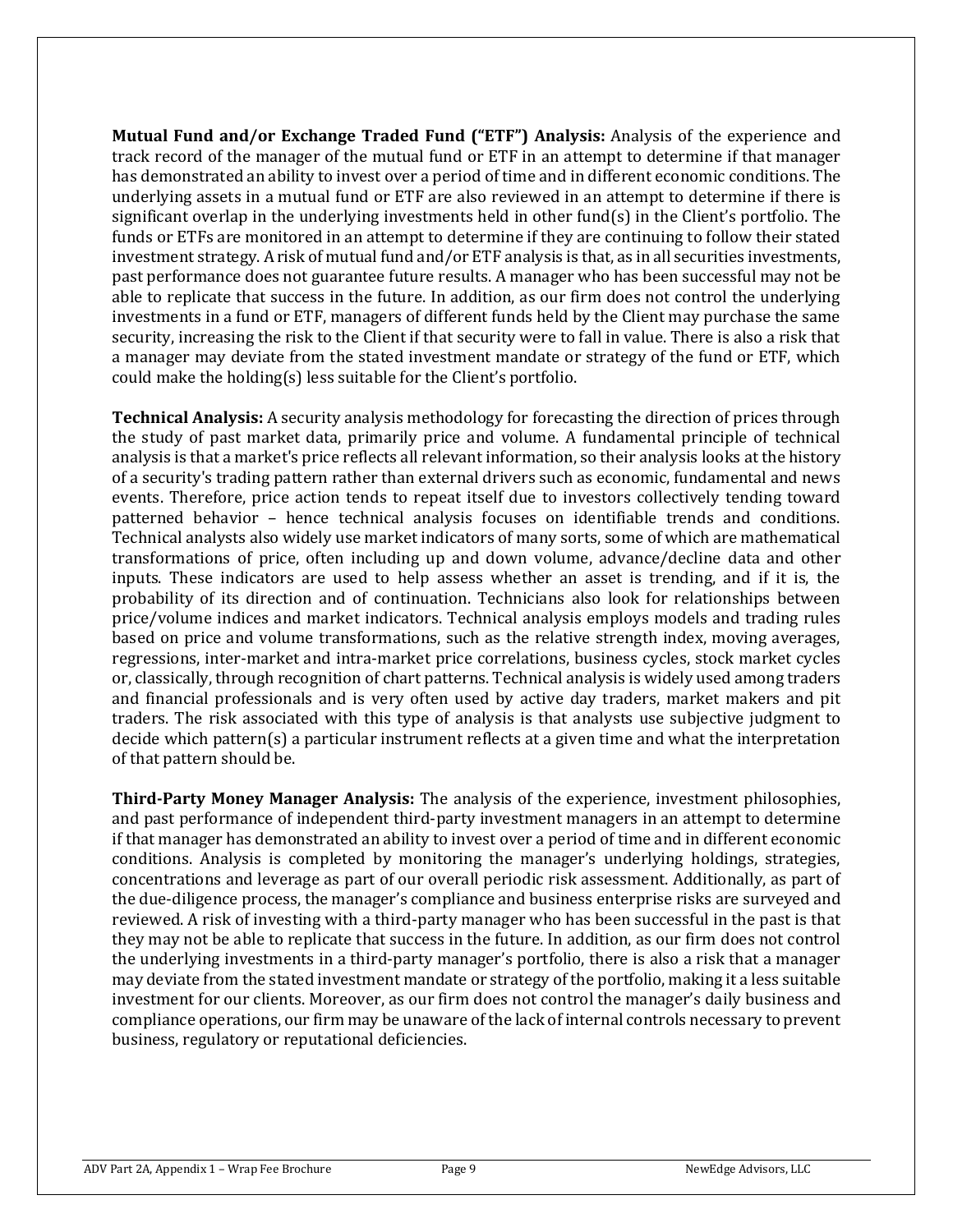**Mutual Fund and/or Exchange Traded Fund ("ETF") Analysis:** Analysis of the experience and track record of the manager of the mutual fund or ETF in an attempt to determine if that manager has demonstrated an ability to invest over a period of time and in different economic conditions. The underlying assets in a mutual fund or ETF are also reviewed in an attempt to determine if there is significant overlap in the underlying investments held in other fund(s) in the Client's portfolio. The funds or ETFs are monitored in an attempt to determine if they are continuing to follow their stated investment strategy. A risk of mutual fund and/or ETF analysis is that, as in all securities investments, past performance does not guarantee future results. A manager who has been successful may not be able to replicate that success in the future. In addition, as our firm does not control the underlying investments in a fund or ETF, managers of different funds held by the Client may purchase the same security, increasing the risk to the Client if that security were to fall in value. There is also a risk that a manager may deviate from the stated investment mandate or strategy of the fund or ETF, which could make the holding(s) less suitable for the Client's portfolio.

**Technical Analysis:** A security analysis methodology for forecasting the direction of prices through the study of past market data, primarily price and volume. A fundamental principle of technical analysis is that a market's price reflects all relevant information, so their analysis looks at the history of a security's trading pattern rather than external drivers such as economic, fundamental and news events. Therefore, price action tends to repeat itself due to investors collectively tending toward patterned behavior – hence technical analysis focuses on identifiable trends and conditions. Technical analysts also widely use market indicators of many sorts, some of which are mathematical transformations of price, often including up and down volume, advance/decline data and other inputs. These indicators are used to help assess whether an asset is trending, and if it is, the probability of its direction and of continuation. Technicians also look for relationships between price/volume indices and market indicators. Technical analysis employs models and trading rules based on price and volume transformations, such as the relative strength index, moving averages, regressions, inter-market and intra-market price correlations, business cycles, stock market cycles or, classically, through recognition of chart patterns. Technical analysis is widely used among traders and financial professionals and is very often used by active day traders, market makers and pit traders. The risk associated with this type of analysis is that analysts use subjective judgment to decide which pattern(s) a particular instrument reflects at a given time and what the interpretation of that pattern should be.

**Third-Party Money Manager Analysis:** The analysis of the experience, investment philosophies, and past performance of independent third-party investment managers in an attempt to determine if that manager has demonstrated an ability to invest over a period of time and in different economic conditions. Analysis is completed by monitoring the manager's underlying holdings, strategies, concentrations and leverage as part of our overall periodic risk assessment. Additionally, as part of the due-diligence process, the manager's compliance and business enterprise risks are surveyed and reviewed. A risk of investing with a third-party manager who has been successful in the past is that they may not be able to replicate that success in the future. In addition, as our firm does not control the underlying investments in a third-party manager's portfolio, there is also a risk that a manager may deviate from the stated investment mandate or strategy of the portfolio, making it a less suitable investment for our clients. Moreover, as our firm does not control the manager's daily business and compliance operations, our firm may be unaware of the lack of internal controls necessary to prevent business, regulatory or reputational deficiencies.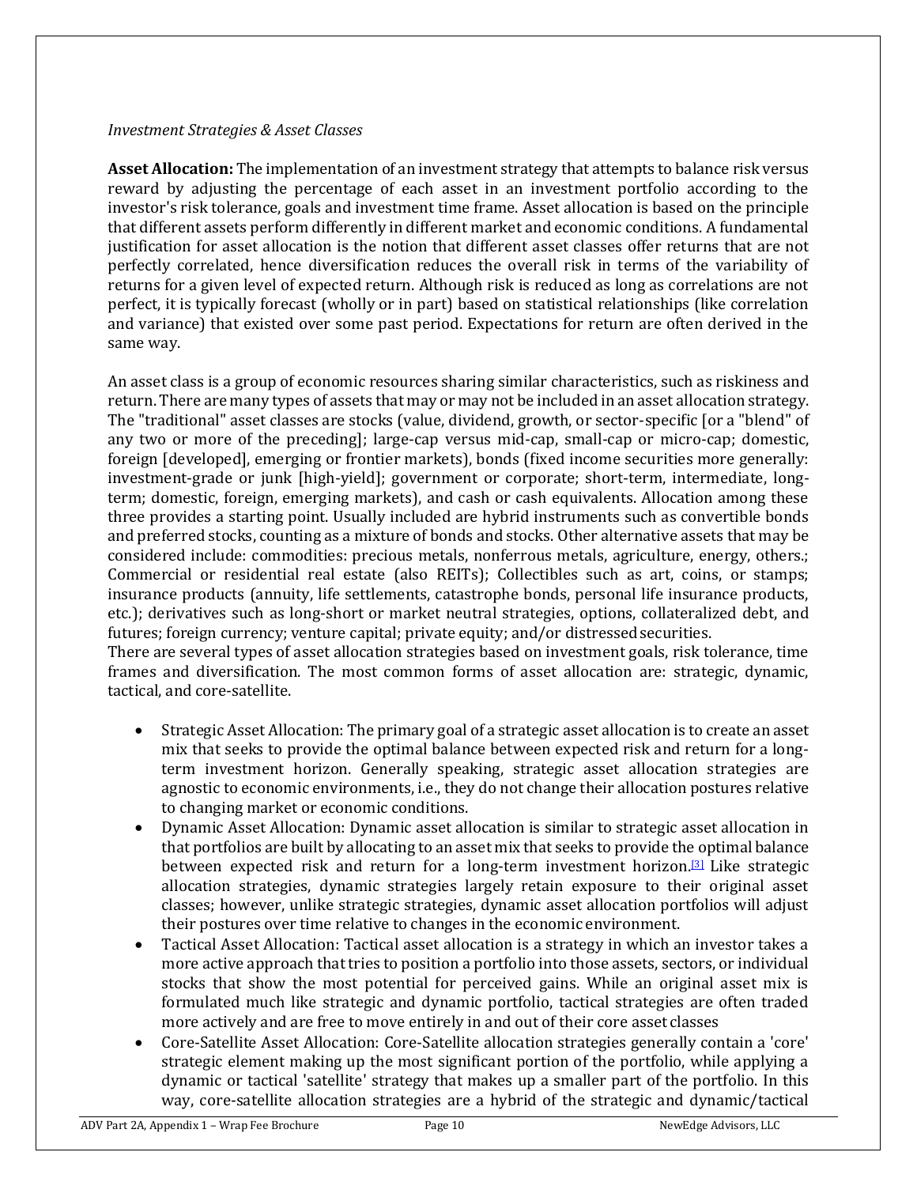*Investment Strategies & Asset Classes*

**Asset Allocation:** The implementation of an investment strategy that attempts to balance risk versus reward by adjusting the percentage of each asset in an investment portfolio according to the investor's risk tolerance, goals and investment time frame. Asset allocation is based on the principle that different assets perform differently in different market and economic conditions. A fundamental justification for asset allocation is the notion that different asset classes offer returns that are not perfectly correlated, hence diversification reduces the overall risk in terms of the variability of returns for a given level of expected return. Although risk is reduced as long as correlations are not perfect, it is typically forecast (wholly or in part) based on statistical relationships (like correlation and variance) that existed over some past period. Expectations for return are often derived in the same way.

An asset class is a group of economic resources sharing similar characteristics, such as riskiness and return. There are many types of assets that may or may not be included in an asset allocation strategy. The "traditional" asset classes are stocks (value, dividend, growth, or sector-specific [or a "blend" of any two or more of the preceding]; large-cap versus mid-cap, small-cap or micro-cap; domestic, foreign [developed], emerging or frontier markets), bonds (fixed income securities more generally: investment-grade or junk [high-yield]; government or corporate; short-term, intermediate, long-term; domestic, foreign, emerging markets), and cash or cash equivalents. Allocation among these three provides a starting point. Usually included are hybrid instruments such as convertible bonds and preferred stocks, counting as a mixture of bonds and stocks. Other alternative assets that may be considered include: commodities: precious metals, nonferrous metals, agriculture, energy, others.; Commercial or residential real estate (also REITs); Collectibles such as art, coins, or stamps; insurance products (annuity, life settlements, catastrophe bonds, personal life insurance products, etc.); derivatives such as long-short or market neutral strategies, options, collateralized debt, and futures; foreign currency; venture capital; private equity; and/or distressed securities.
There are several types of asset allocation strategies based on investment goals, risk tolerance, time frames and diversification. The most common forms of asset allocation are: strategic, dynamic, tactical, and core-satellite.

- Strategic Asset Allocation: The primary goal of a strategic asset allocation is to create an asset mix that seeks to provide the optimal balance between expected risk and return for a long-term investment horizon. Generally speaking, strategic asset allocation strategies are agnostic to economic environments, i.e., they do not change their allocation postures relative to changing market or economic conditions.
- Dynamic Asset Allocation: Dynamic asset allocation is similar to strategic asset allocation in that portfolios are built by allocating to an asset mix that seeks to provide the optimal balance between expected risk and return for a long-term investment horizon.[3] Like strategic allocation strategies, dynamic strategies largely retain exposure to their original asset classes; however, unlike strategic strategies, dynamic asset allocation portfolios will adjust their postures over time relative to changes in the economic environment.
- Tactical Asset Allocation: Tactical asset allocation is a strategy in which an investor takes a more active approach that tries to position a portfolio into those assets, sectors, or individual stocks that show the most potential for perceived gains. While an original asset mix is formulated much like strategic and dynamic portfolio, tactical strategies are often traded more actively and are free to move entirely in and out of their core asset classes
- Core-Satellite Asset Allocation: Core-Satellite allocation strategies generally contain a 'core' strategic element making up the most significant portion of the portfolio, while applying a dynamic or tactical 'satellite' strategy that makes up a smaller part of the portfolio. In this way, core-satellite allocation strategies are a hybrid of the strategic and dynamic/tactical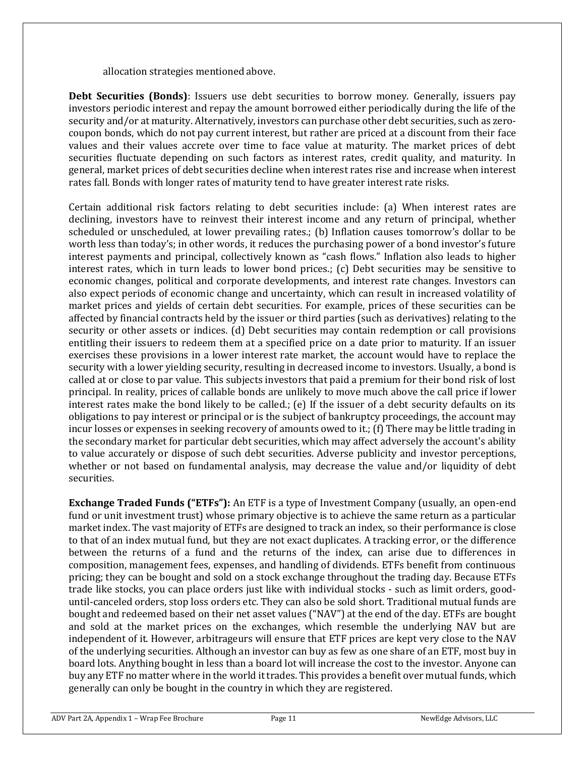allocation strategies mentioned above.

**Debt Securities (Bonds)**: Issuers use debt securities to borrow money. Generally, issuers pay investors periodic interest and repay the amount borrowed either periodically during the life of the security and/or at maturity. Alternatively, investors can purchase other debt securities, such as zero-coupon bonds, which do not pay current interest, but rather are priced at a discount from their face values and their values accrete over time to face value at maturity. The market prices of debt securities fluctuate depending on such factors as interest rates, credit quality, and maturity. In general, market prices of debt securities decline when interest rates rise and increase when interest rates fall. Bonds with longer rates of maturity tend to have greater interest rate risks.

Certain additional risk factors relating to debt securities include: (a) When interest rates are declining, investors have to reinvest their interest income and any return of principal, whether scheduled or unscheduled, at lower prevailing rates.; (b) Inflation causes tomorrow's dollar to be worth less than today's; in other words, it reduces the purchasing power of a bond investor's future interest payments and principal, collectively known as "cash flows." Inflation also leads to higher interest rates, which in turn leads to lower bond prices.; (c) Debt securities may be sensitive to economic changes, political and corporate developments, and interest rate changes. Investors can also expect periods of economic change and uncertainty, which can result in increased volatility of market prices and yields of certain debt securities. For example, prices of these securities can be affected by financial contracts held by the issuer or third parties (such as derivatives) relating to the security or other assets or indices. (d) Debt securities may contain redemption or call provisions entitling their issuers to redeem them at a specified price on a date prior to maturity. If an issuer exercises these provisions in a lower interest rate market, the account would have to replace the security with a lower yielding security, resulting in decreased income to investors. Usually, a bond is called at or close to par value. This subjects investors that paid a premium for their bond risk of lost principal. In reality, prices of callable bonds are unlikely to move much above the call price if lower interest rates make the bond likely to be called.; (e) If the issuer of a debt security defaults on its obligations to pay interest or principal or is the subject of bankruptcy proceedings, the account may incur losses or expenses in seeking recovery of amounts owed to it.; (f) There may be little trading in the secondary market for particular debt securities, which may affect adversely the account's ability to value accurately or dispose of such debt securities. Adverse publicity and investor perceptions, whether or not based on fundamental analysis, may decrease the value and/or liquidity of debt securities.

**Exchange Traded Funds ("ETFs"):** An ETF is a type of Investment Company (usually, an open-end fund or unit investment trust) whose primary objective is to achieve the same return as a particular market index. The vast majority of ETFs are designed to track an index, so their performance is close to that of an index mutual fund, but they are not exact duplicates. A tracking error, or the difference between the returns of a fund and the returns of the index, can arise due to differences in composition, management fees, expenses, and handling of dividends. ETFs benefit from continuous pricing; they can be bought and sold on a stock exchange throughout the trading day. Because ETFs trade like stocks, you can place orders just like with individual stocks - such as limit orders, good-until-canceled orders, stop loss orders etc. They can also be sold short. Traditional mutual funds are bought and redeemed based on their net asset values ("NAV") at the end of the day. ETFs are bought and sold at the market prices on the exchanges, which resemble the underlying NAV but are independent of it. However, arbitrageurs will ensure that ETF prices are kept very close to the NAV of the underlying securities. Although an investor can buy as few as one share of an ETF, most buy in board lots. Anything bought in less than a board lot will increase the cost to the investor. Anyone can buy any ETF no matter where in the world it trades. This provides a benefit over mutual funds, which generally can only be bought in the country in which they are registered.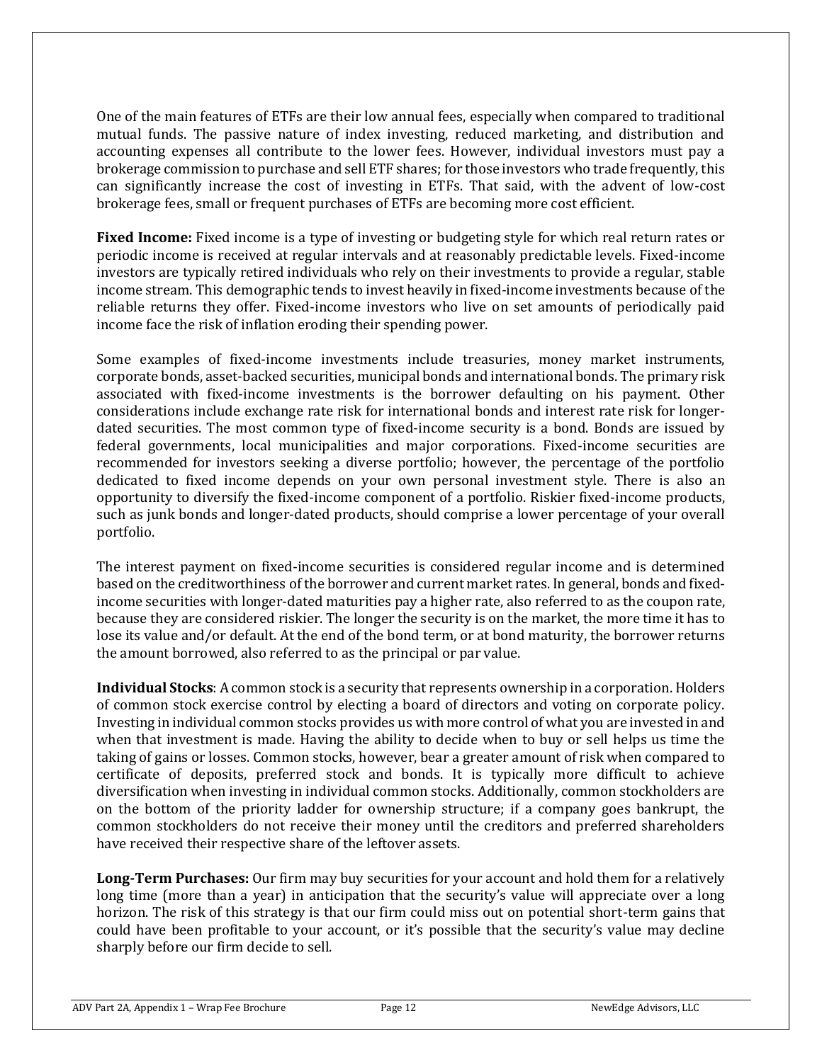One of the main features of ETFs are their low annual fees, especially when compared to traditional mutual funds. The passive nature of index investing, reduced marketing, and distribution and accounting expenses all contribute to the lower fees. However, individual investors must pay a brokerage commission to purchase and sell ETF shares; for those investors who trade frequently, this can significantly increase the cost of investing in ETFs. That said, with the advent of low-cost brokerage fees, small or frequent purchases of ETFs are becoming more cost efficient.

**Fixed Income:** Fixed income is a type of investing or budgeting style for which real return rates or periodic income is received at regular intervals and at reasonably predictable levels. Fixed-income investors are typically retired individuals who rely on their investments to provide a regular, stable income stream. This demographic tends to invest heavily in fixed-income investments because of the reliable returns they offer. Fixed-income investors who live on set amounts of periodically paid income face the risk of inflation eroding their spending power.

Some examples of fixed-income investments include treasuries, money market instruments, corporate bonds, asset-backed securities, municipal bonds and international bonds. The primary risk associated with fixed-income investments is the borrower defaulting on his payment. Other considerations include exchange rate risk for international bonds and interest rate risk for longer-dated securities. The most common type of fixed-income security is a bond. Bonds are issued by federal governments, local municipalities and major corporations. Fixed-income securities are recommended for investors seeking a diverse portfolio; however, the percentage of the portfolio dedicated to fixed income depends on your own personal investment style. There is also an opportunity to diversify the fixed-income component of a portfolio. Riskier fixed-income products, such as junk bonds and longer-dated products, should comprise a lower percentage of your overall portfolio.

The interest payment on fixed-income securities is considered regular income and is determined based on the creditworthiness of the borrower and current market rates. In general, bonds and fixed-income securities with longer-dated maturities pay a higher rate, also referred to as the coupon rate, because they are considered riskier. The longer the security is on the market, the more time it has to lose its value and/or default. At the end of the bond term, or at bond maturity, the borrower returns the amount borrowed, also referred to as the principal or par value.

**Individual Stocks**: A common stock is a security that represents ownership in a corporation. Holders of common stock exercise control by electing a board of directors and voting on corporate policy. Investing in individual common stocks provides us with more control of what you are invested in and when that investment is made. Having the ability to decide when to buy or sell helps us time the taking of gains or losses. Common stocks, however, bear a greater amount of risk when compared to certificate of deposits, preferred stock and bonds. It is typically more difficult to achieve diversification when investing in individual common stocks. Additionally, common stockholders are on the bottom of the priority ladder for ownership structure; if a company goes bankrupt, the common stockholders do not receive their money until the creditors and preferred shareholders have received their respective share of the leftover assets.

**Long-Term Purchases:** Our firm may buy securities for your account and hold them for a relatively long time (more than a year) in anticipation that the security's value will appreciate over a long horizon. The risk of this strategy is that our firm could miss out on potential short-term gains that could have been profitable to your account, or it's possible that the security's value may decline sharply before our firm decide to sell.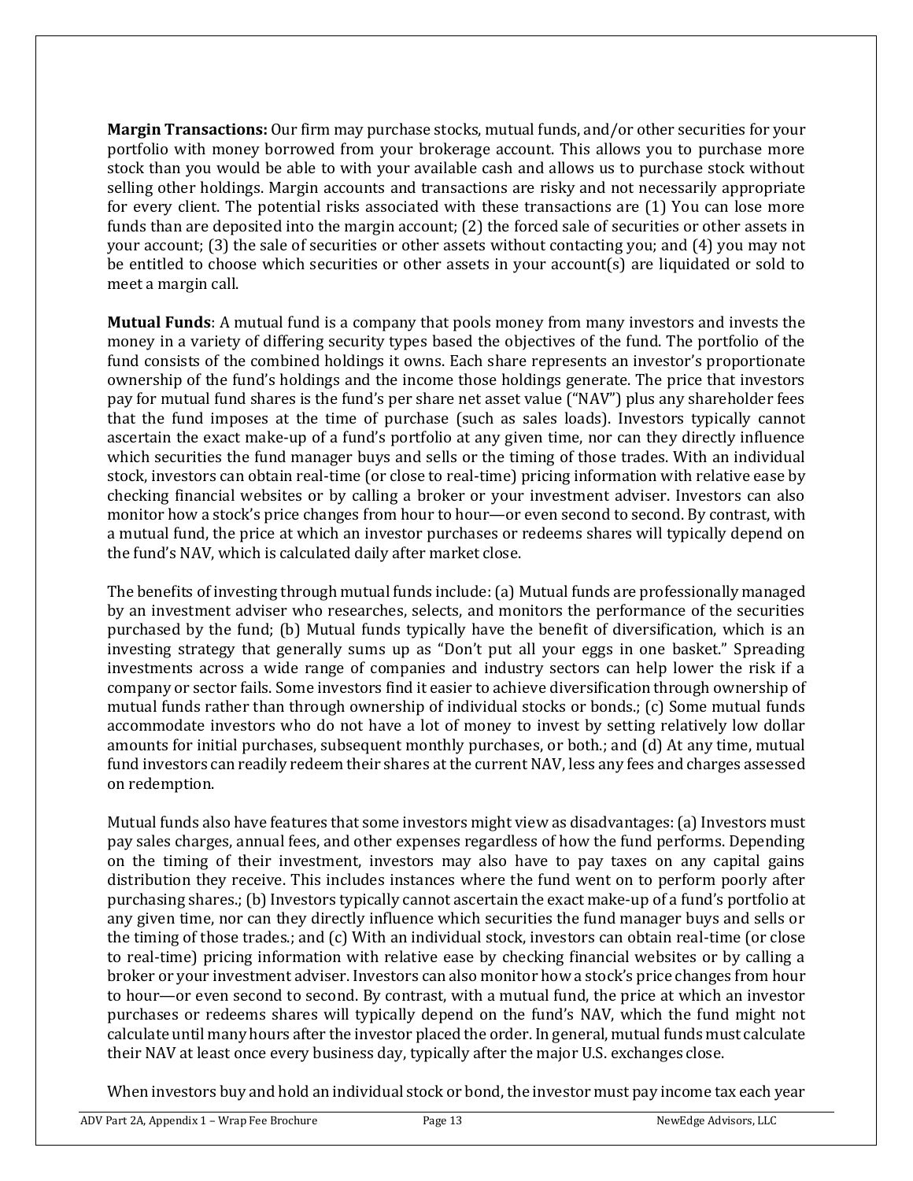**Margin Transactions:** Our firm may purchase stocks, mutual funds, and/or other securities for your portfolio with money borrowed from your brokerage account. This allows you to purchase more stock than you would be able to with your available cash and allows us to purchase stock without selling other holdings. Margin accounts and transactions are risky and not necessarily appropriate for every client. The potential risks associated with these transactions are (1) You can lose more funds than are deposited into the margin account; (2) the forced sale of securities or other assets in your account; (3) the sale of securities or other assets without contacting you; and (4) you may not be entitled to choose which securities or other assets in your account(s) are liquidated or sold to meet a margin call.

**Mutual Funds**: A mutual fund is a company that pools money from many investors and invests the money in a variety of differing security types based the objectives of the fund. The portfolio of the fund consists of the combined holdings it owns. Each share represents an investor's proportionate ownership of the fund's holdings and the income those holdings generate. The price that investors pay for mutual fund shares is the fund's per share net asset value ("NAV") plus any shareholder fees that the fund imposes at the time of purchase (such as sales loads). Investors typically cannot ascertain the exact make-up of a fund's portfolio at any given time, nor can they directly influence which securities the fund manager buys and sells or the timing of those trades. With an individual stock, investors can obtain real-time (or close to real-time) pricing information with relative ease by checking financial websites or by calling a broker or your investment adviser. Investors can also monitor how a stock's price changes from hour to hour—or even second to second. By contrast, with a mutual fund, the price at which an investor purchases or redeems shares will typically depend on the fund's NAV, which is calculated daily after market close.

The benefits of investing through mutual funds include: (a) Mutual funds are professionally managed by an investment adviser who researches, selects, and monitors the performance of the securities purchased by the fund; (b) Mutual funds typically have the benefit of diversification, which is an investing strategy that generally sums up as "Don't put all your eggs in one basket." Spreading investments across a wide range of companies and industry sectors can help lower the risk if a company or sector fails. Some investors find it easier to achieve diversification through ownership of mutual funds rather than through ownership of individual stocks or bonds.; (c) Some mutual funds accommodate investors who do not have a lot of money to invest by setting relatively low dollar amounts for initial purchases, subsequent monthly purchases, or both.; and (d) At any time, mutual fund investors can readily redeem their shares at the current NAV, less any fees and charges assessed on redemption.

Mutual funds also have features that some investors might view as disadvantages: (a) Investors must pay sales charges, annual fees, and other expenses regardless of how the fund performs. Depending on the timing of their investment, investors may also have to pay taxes on any capital gains distribution they receive. This includes instances where the fund went on to perform poorly after purchasing shares.; (b) Investors typically cannot ascertain the exact make-up of a fund's portfolio at any given time, nor can they directly influence which securities the fund manager buys and sells or the timing of those trades.; and (c) With an individual stock, investors can obtain real-time (or close to real-time) pricing information with relative ease by checking financial websites or by calling a broker or your investment adviser. Investors can also monitor how a stock's price changes from hour to hour—or even second to second. By contrast, with a mutual fund, the price at which an investor purchases or redeems shares will typically depend on the fund's NAV, which the fund might not calculate until many hours after the investor placed the order. In general, mutual funds must calculate their NAV at least once every business day, typically after the major U.S. exchanges close.

When investors buy and hold an individual stock or bond, the investor must pay income tax each year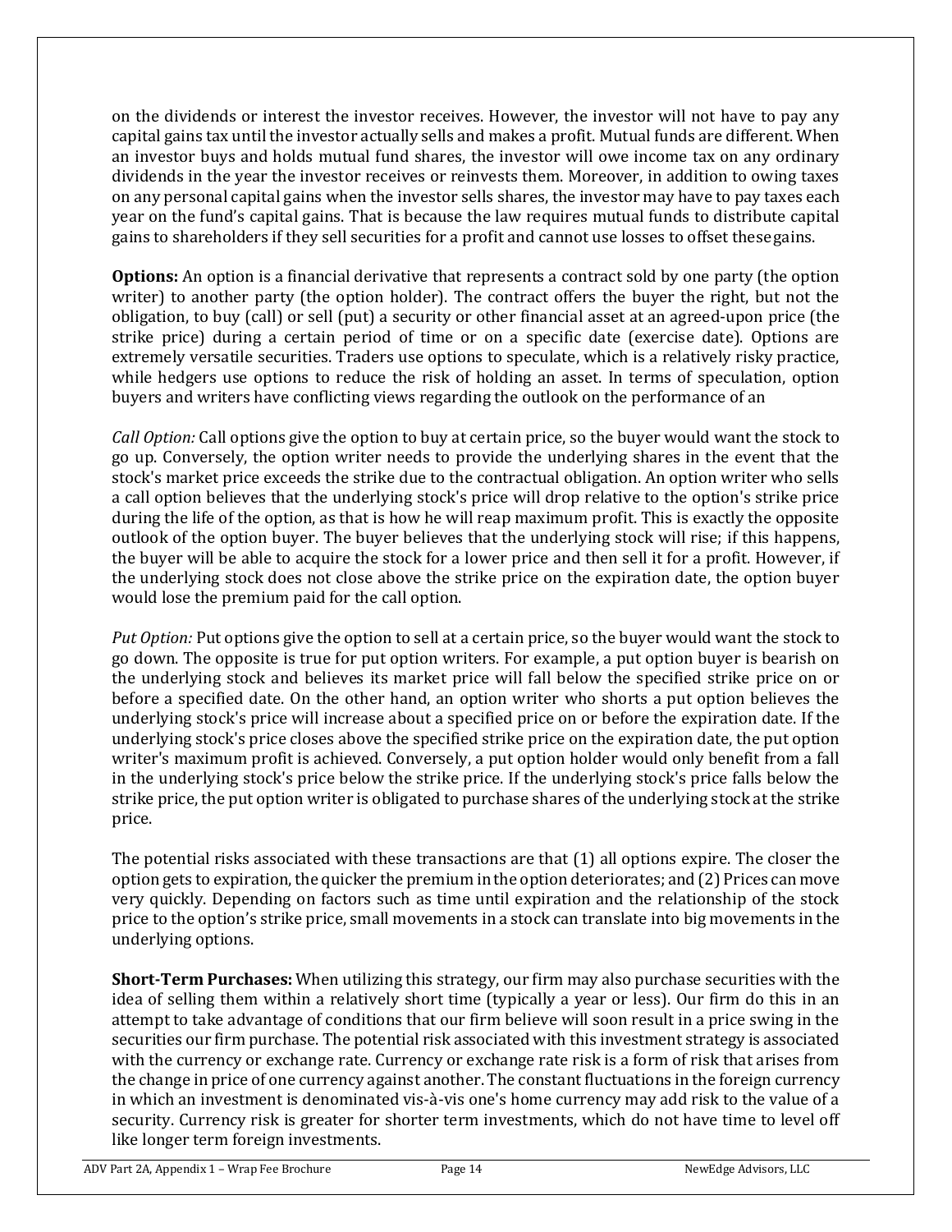on the dividends or interest the investor receives. However, the investor will not have to pay any capital gains tax until the investor actually sells and makes a profit. Mutual funds are different. When an investor buys and holds mutual fund shares, the investor will owe income tax on any ordinary dividends in the year the investor receives or reinvests them. Moreover, in addition to owing taxes on any personal capital gains when the investor sells shares, the investor may have to pay taxes each year on the fund's capital gains. That is because the law requires mutual funds to distribute capital gains to shareholders if they sell securities for a profit and cannot use losses to offset thesegains.

**Options:** An option is a financial derivative that represents a contract sold by one party (the option writer) to another party (the option holder). The contract offers the buyer the right, but not the obligation, to buy (call) or sell (put) a security or other financial asset at an agreed-upon price (the strike price) during a certain period of time or on a specific date (exercise date). Options are extremely versatile securities. Traders use options to speculate, which is a relatively risky practice, while hedgers use options to reduce the risk of holding an asset. In terms of speculation, option buyers and writers have conflicting views regarding the outlook on the performance of an

*Call Option:* Call options give the option to buy at certain price, so the buyer would want the stock to go up. Conversely, the option writer needs to provide the underlying shares in the event that the stock's market price exceeds the strike due to the contractual obligation. An option writer who sells a call option believes that the underlying stock's price will drop relative to the option's strike price during the life of the option, as that is how he will reap maximum profit. This is exactly the opposite outlook of the option buyer. The buyer believes that the underlying stock will rise; if this happens, the buyer will be able to acquire the stock for a lower price and then sell it for a profit. However, if the underlying stock does not close above the strike price on the expiration date, the option buyer would lose the premium paid for the call option.

*Put Option:* Put options give the option to sell at a certain price, so the buyer would want the stock to go down. The opposite is true for put option writers. For example, a put option buyer is bearish on the underlying stock and believes its market price will fall below the specified strike price on or before a specified date. On the other hand, an option writer who shorts a put option believes the underlying stock's price will increase about a specified price on or before the expiration date. If the underlying stock's price closes above the specified strike price on the expiration date, the put option writer's maximum profit is achieved. Conversely, a put option holder would only benefit from a fall in the underlying stock's price below the strike price. If the underlying stock's price falls below the strike price, the put option writer is obligated to purchase shares of the underlying stock at the strike price.

The potential risks associated with these transactions are that (1) all options expire. The closer the option gets to expiration, the quicker the premium in the option deteriorates; and (2) Prices can move very quickly. Depending on factors such as time until expiration and the relationship of the stock price to the option's strike price, small movements in a stock can translate into big movements in the underlying options.

**Short-Term Purchases:** When utilizing this strategy, our firm may also purchase securities with the idea of selling them within a relatively short time (typically a year or less). Our firm do this in an attempt to take advantage of conditions that our firm believe will soon result in a price swing in the securities our firm purchase. The potential risk associated with this investment strategy is associated with the currency or exchange rate. Currency or exchange rate risk is a form of risk that arises from the change in price of one currency against another. The constant fluctuations in the foreign currency in which an investment is denominated vis-à-vis one's home currency may add risk to the value of a security. Currency risk is greater for shorter term investments, which do not have time to level off like longer term foreign investments.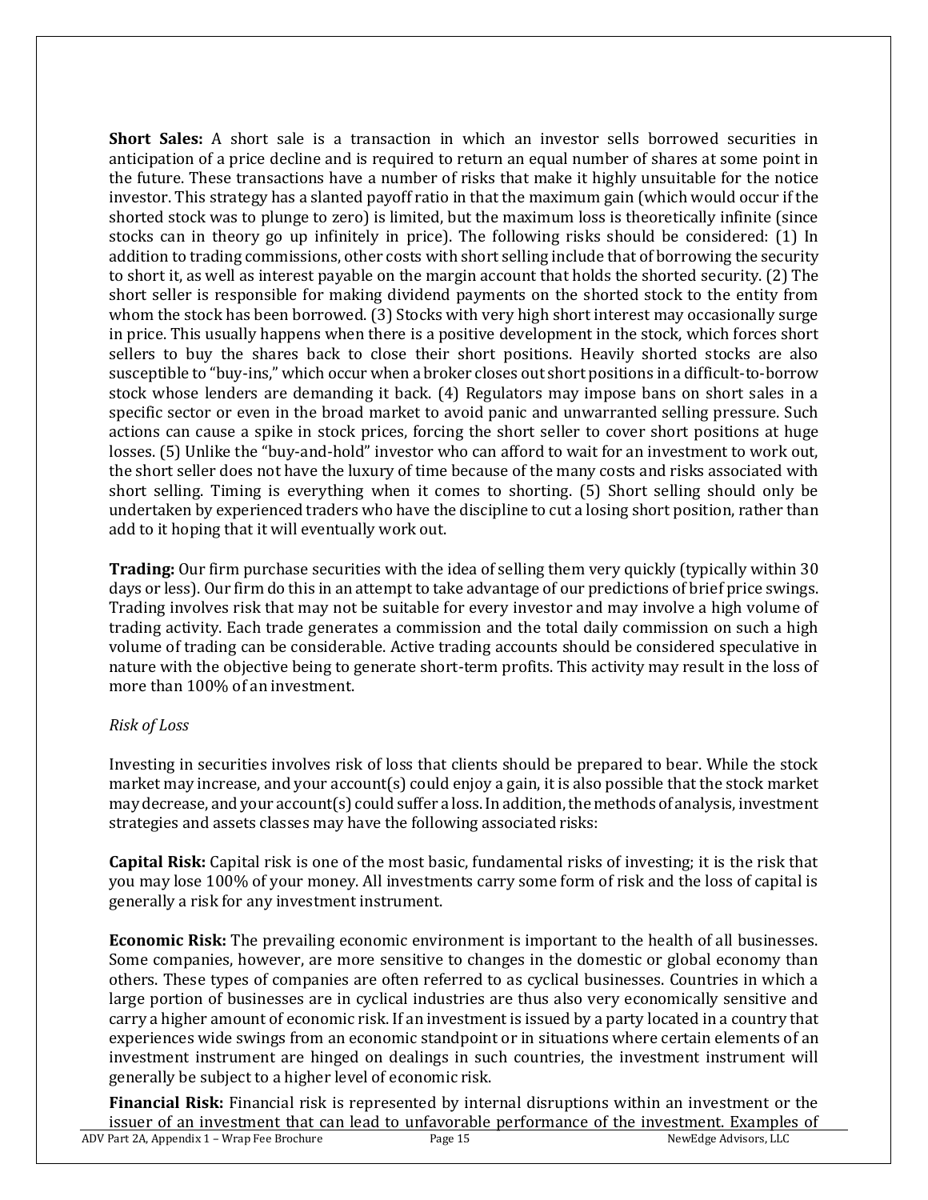**Short Sales:** A short sale is a transaction in which an investor sells borrowed securities in anticipation of a price decline and is required to return an equal number of shares at some point in the future. These transactions have a number of risks that make it highly unsuitable for the notice investor. This strategy has a slanted payoff ratio in that the maximum gain (which would occur if the shorted stock was to plunge to zero) is limited, but the maximum loss is theoretically infinite (since stocks can in theory go up infinitely in price). The following risks should be considered: (1) In addition to trading commissions, other costs with short selling include that of borrowing the security to short it, as well as interest payable on the margin account that holds the shorted security. (2) The short seller is responsible for making dividend payments on the shorted stock to the entity from whom the stock has been borrowed. (3) Stocks with very high short interest may occasionally surge in price. This usually happens when there is a positive development in the stock, which forces short sellers to buy the shares back to close their short positions. Heavily shorted stocks are also susceptible to "buy-ins," which occur when a broker closes out short positions in a difficult-to-borrow stock whose lenders are demanding it back. (4) Regulators may impose bans on short sales in a specific sector or even in the broad market to avoid panic and unwarranted selling pressure. Such actions can cause a spike in stock prices, forcing the short seller to cover short positions at huge losses. (5) Unlike the "buy-and-hold" investor who can afford to wait for an investment to work out, the short seller does not have the luxury of time because of the many costs and risks associated with short selling. Timing is everything when it comes to shorting. (5) Short selling should only be undertaken by experienced traders who have the discipline to cut a losing short position, rather than add to it hoping that it will eventually work out.

**Trading:** Our firm purchase securities with the idea of selling them very quickly (typically within 30 days or less). Our firm do this in an attempt to take advantage of our predictions of brief price swings. Trading involves risk that may not be suitable for every investor and may involve a high volume of trading activity. Each trade generates a commission and the total daily commission on such a high volume of trading can be considerable. Active trading accounts should be considered speculative in nature with the objective being to generate short-term profits. This activity may result in the loss of more than 100% of an investment.

*Risk of Loss*

Investing in securities involves risk of loss that clients should be prepared to bear. While the stock market may increase, and your account(s) could enjoy a gain, it is also possible that the stock market may decrease, and your account(s) could suffer a loss. In addition, the methods of analysis, investment strategies and assets classes may have the following associated risks:

**Capital Risk:** Capital risk is one of the most basic, fundamental risks of investing; it is the risk that you may lose 100% of your money. All investments carry some form of risk and the loss of capital is generally a risk for any investment instrument.

**Economic Risk:** The prevailing economic environment is important to the health of all businesses. Some companies, however, are more sensitive to changes in the domestic or global economy than others. These types of companies are often referred to as cyclical businesses. Countries in which a large portion of businesses are in cyclical industries are thus also very economically sensitive and carry a higher amount of economic risk. If an investment is issued by a party located in a country that experiences wide swings from an economic standpoint or in situations where certain elements of an investment instrument are hinged on dealings in such countries, the investment instrument will generally be subject to a higher level of economic risk.

**Financial Risk:** Financial risk is represented by internal disruptions within an investment or the issuer of an investment that can lead to unfavorable performance of the investment. Examples of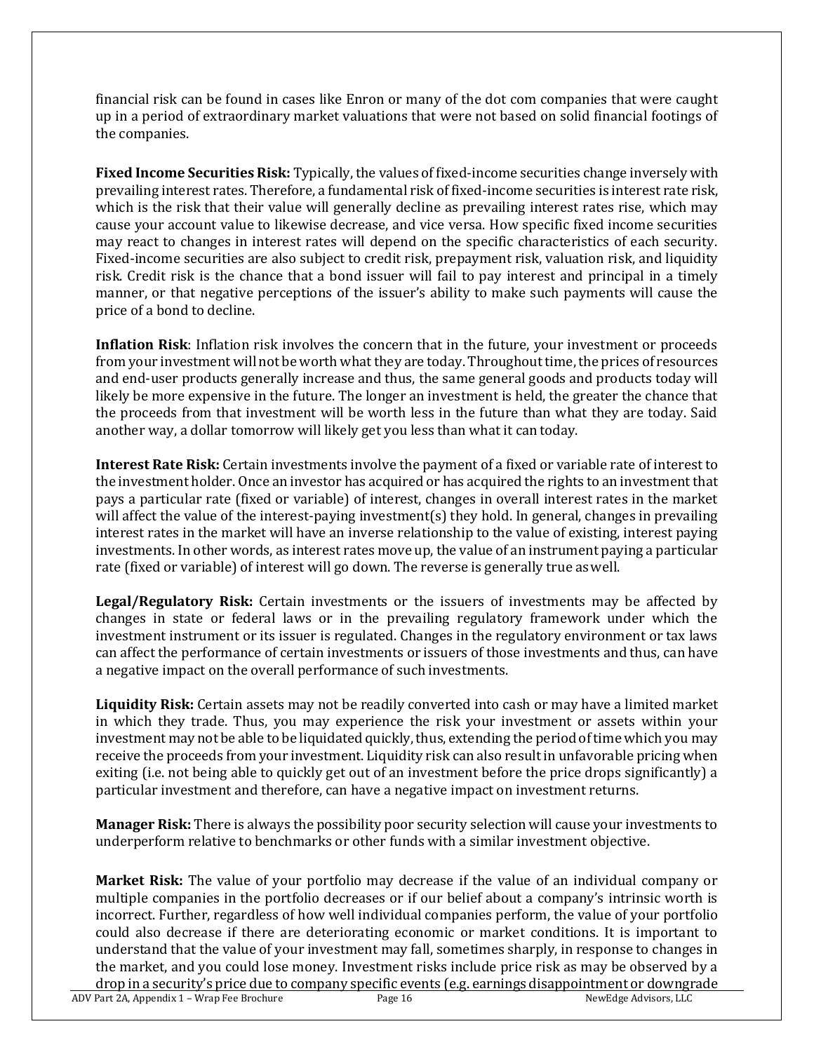financial risk can be found in cases like Enron or many of the dot com companies that were caught up in a period of extraordinary market valuations that were not based on solid financial footings of the companies.

**Fixed Income Securities Risk:** Typically, the values of fixed-income securities change inversely with prevailing interest rates. Therefore, a fundamental risk of fixed-income securities is interest rate risk, which is the risk that their value will generally decline as prevailing interest rates rise, which may cause your account value to likewise decrease, and vice versa. How specific fixed income securities may react to changes in interest rates will depend on the specific characteristics of each security. Fixed-income securities are also subject to credit risk, prepayment risk, valuation risk, and liquidity risk. Credit risk is the chance that a bond issuer will fail to pay interest and principal in a timely manner, or that negative perceptions of the issuer's ability to make such payments will cause the price of a bond to decline.

**Inflation Risk**: Inflation risk involves the concern that in the future, your investment or proceeds from your investment will not be worth what they are today. Throughout time, the prices of resources and end-user products generally increase and thus, the same general goods and products today will likely be more expensive in the future. The longer an investment is held, the greater the chance that the proceeds from that investment will be worth less in the future than what they are today. Said another way, a dollar tomorrow will likely get you less than what it can today.

**Interest Rate Risk:** Certain investments involve the payment of a fixed or variable rate of interest to the investment holder. Once an investor has acquired or has acquired the rights to an investment that pays a particular rate (fixed or variable) of interest, changes in overall interest rates in the market will affect the value of the interest-paying investment(s) they hold. In general, changes in prevailing interest rates in the market will have an inverse relationship to the value of existing, interest paying investments. In other words, as interest rates move up, the value of an instrument paying a particular rate (fixed or variable) of interest will go down. The reverse is generally true as well.

**Legal/Regulatory Risk:** Certain investments or the issuers of investments may be affected by changes in state or federal laws or in the prevailing regulatory framework under which the investment instrument or its issuer is regulated. Changes in the regulatory environment or tax laws can affect the performance of certain investments or issuers of those investments and thus, can have a negative impact on the overall performance of such investments.

**Liquidity Risk:** Certain assets may not be readily converted into cash or may have a limited market in which they trade. Thus, you may experience the risk your investment or assets within your investment may not be able to be liquidated quickly, thus, extending the period of time which you may receive the proceeds from your investment. Liquidity risk can also result in unfavorable pricing when exiting (i.e. not being able to quickly get out of an investment before the price drops significantly) a particular investment and therefore, can have a negative impact on investment returns.

**Manager Risk:** There is always the possibility poor security selection will cause your investments to underperform relative to benchmarks or other funds with a similar investment objective.

**Market Risk:** The value of your portfolio may decrease if the value of an individual company or multiple companies in the portfolio decreases or if our belief about a company's intrinsic worth is incorrect. Further, regardless of how well individual companies perform, the value of your portfolio could also decrease if there are deteriorating economic or market conditions. It is important to understand that the value of your investment may fall, sometimes sharply, in response to changes in the market, and you could lose money. Investment risks include price risk as may be observed by a drop in a security's price due to company specific events (e.g. earnings disappointment or downgrade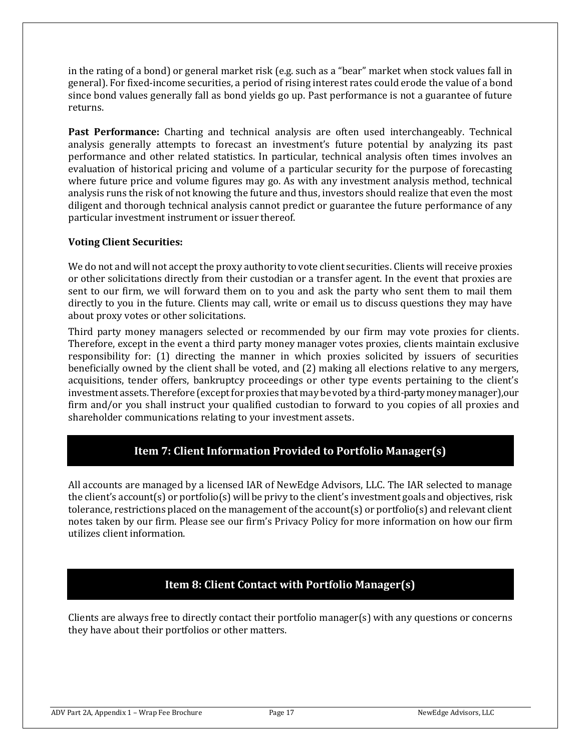in the rating of a bond) or general market risk (e.g. such as a "bear" market when stock values fall in general). For fixed-income securities, a period of rising interest rates could erode the value of a bond since bond values generally fall as bond yields go up. Past performance is not a guarantee of future returns.

**Past Performance:** Charting and technical analysis are often used interchangeably. Technical analysis generally attempts to forecast an investment's future potential by analyzing its past performance and other related statistics. In particular, technical analysis often times involves an evaluation of historical pricing and volume of a particular security for the purpose of forecasting where future price and volume figures may go. As with any investment analysis method, technical analysis runs the risk of not knowing the future and thus, investors should realize that even the most diligent and thorough technical analysis cannot predict or guarantee the future performance of any particular investment instrument or issuer thereof.

**Voting Client Securities:**

We do not and will not accept the proxy authority to vote client securities. Clients will receive proxies or other solicitations directly from their custodian or a transfer agent. In the event that proxies are sent to our firm, we will forward them on to you and ask the party who sent them to mail them directly to you in the future. Clients may call, write or email us to discuss questions they may have about proxy votes or other solicitations.

Third party money managers selected or recommended by our firm may vote proxies for clients. Therefore, except in the event a third party money manager votes proxies, clients maintain exclusive responsibility for: (1) directing the manner in which proxies solicited by issuers of securities beneficially owned by the client shall be voted, and (2) making all elections relative to any mergers, acquisitions, tender offers, bankruptcy proceedings or other type events pertaining to the client's investment assets. Therefore (except for proxies that may be voted by a third-party money manager),our firm and/or you shall instruct your qualified custodian to forward to you copies of all proxies and shareholder communications relating to your investment assets.

## Item 7: Client Information Provided to Portfolio Manager(s)

All accounts are managed by a licensed IAR of NewEdge Advisors, LLC. The IAR selected to manage the client's account(s) or portfolio(s) will be privy to the client's investment goals and objectives, risk tolerance, restrictions placed on the management of the account(s) or portfolio(s) and relevant client notes taken by our firm. Please see our firm's Privacy Policy for more information on how our firm utilizes client information.

## Item 8: Client Contact with Portfolio Manager(s)

Clients are always free to directly contact their portfolio manager(s) with any questions or concerns they have about their portfolios or other matters.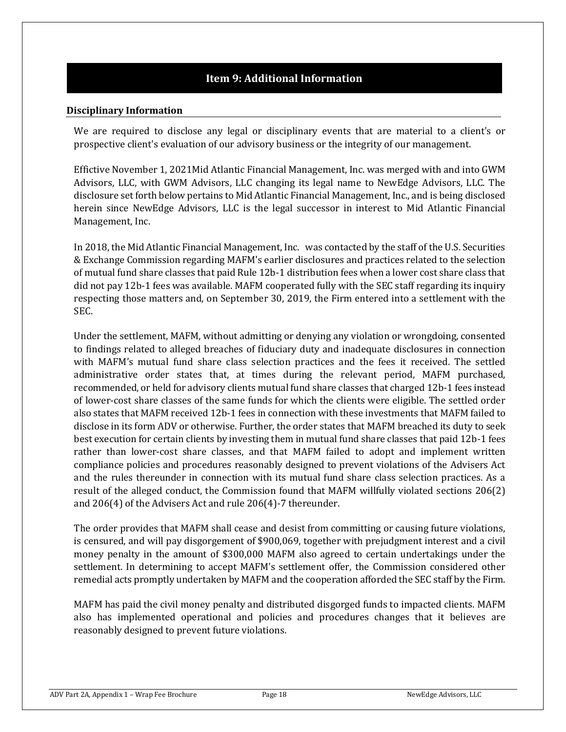## Item 9: Additional Information

### Disciplinary Information

We are required to disclose any legal or disciplinary events that are material to a client's or prospective client's evaluation of our advisory business or the integrity of our management.

Effective November 1, 2021Mid Atlantic Financial Management, Inc. was merged with and into GWM Advisors, LLC, with GWM Advisors, LLC changing its legal name to NewEdge Advisors, LLC. The disclosure set forth below pertains to Mid Atlantic Financial Management, Inc., and is being disclosed herein since NewEdge Advisors, LLC is the legal successor in interest to Mid Atlantic Financial Management, Inc.

In 2018, the Mid Atlantic Financial Management, Inc. was contacted by the staff of the U.S. Securities & Exchange Commission regarding MAFM's earlier disclosures and practices related to the selection of mutual fund share classes that paid Rule 12b-1 distribution fees when a lower cost share class that did not pay 12b-1 fees was available. MAFM cooperated fully with the SEC staff regarding its inquiry respecting those matters and, on September 30, 2019, the Firm entered into a settlement with the SEC.

Under the settlement, MAFM, without admitting or denying any violation or wrongdoing, consented to findings related to alleged breaches of fiduciary duty and inadequate disclosures in connection with MAFM's mutual fund share class selection practices and the fees it received. The settled administrative order states that, at times during the relevant period, MAFM purchased, recommended, or held for advisory clients mutual fund share classes that charged 12b-1 fees instead of lower-cost share classes of the same funds for which the clients were eligible. The settled order also states that MAFM received 12b-1 fees in connection with these investments that MAFM failed to disclose in its form ADV or otherwise. Further, the order states that MAFM breached its duty to seek best execution for certain clients by investing them in mutual fund share classes that paid 12b-1 fees rather than lower-cost share classes, and that MAFM failed to adopt and implement written compliance policies and procedures reasonably designed to prevent violations of the Advisers Act and the rules thereunder in connection with its mutual fund share class selection practices. As a result of the alleged conduct, the Commission found that MAFM willfully violated sections 206(2) and 206(4) of the Advisers Act and rule 206(4)-7 thereunder.

The order provides that MAFM shall cease and desist from committing or causing future violations, is censured, and will pay disgorgement of $900,069, together with prejudgment interest and a civil money penalty in the amount of $300,000 MAFM also agreed to certain undertakings under the settlement. In determining to accept MAFM's settlement offer, the Commission considered other remedial acts promptly undertaken by MAFM and the cooperation afforded the SEC staff by the Firm.

MAFM has paid the civil money penalty and distributed disgorged funds to impacted clients. MAFM also has implemented operational and policies and procedures changes that it believes are reasonably designed to prevent future violations.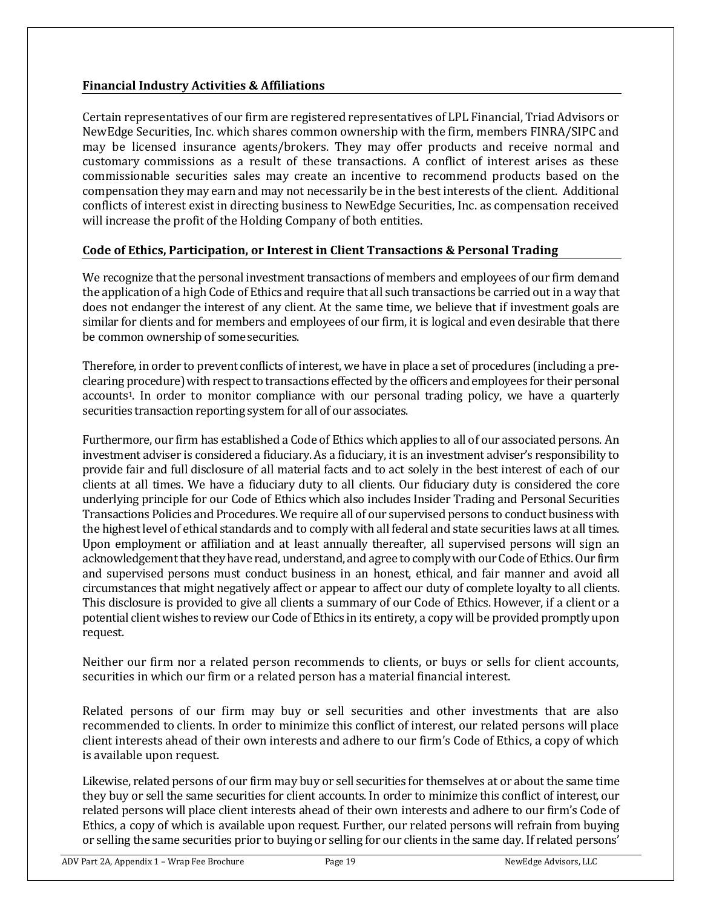## Financial Industry Activities & Affiliations

Certain representatives of our firm are registered representatives of LPL Financial, Triad Advisors or NewEdge Securities, Inc. which shares common ownership with the firm, members FINRA/SIPC and may be licensed insurance agents/brokers. They may offer products and receive normal and customary commissions as a result of these transactions. A conflict of interest arises as these commissionable securities sales may create an incentive to recommend products based on the compensation they may earn and may not necessarily be in the best interests of the client. Additional conflicts of interest exist in directing business to NewEdge Securities, Inc. as compensation received will increase the profit of the Holding Company of both entities.

## Code of Ethics, Participation, or Interest in Client Transactions & Personal Trading

We recognize that the personal investment transactions of members and employees of our firm demand the application of a high Code of Ethics and require that all such transactions be carried out in a way that does not endanger the interest of any client. At the same time, we believe that if investment goals are similar for clients and for members and employees of our firm, it is logical and even desirable that there be common ownership of some securities.

Therefore, in order to prevent conflicts of interest, we have in place a set of procedures (including a pre-clearing procedure) with respect to transactions effected by the officers and employees for their personal accounts[1]. In order to monitor compliance with our personal trading policy, we have a quarterly securities transaction reporting system for all of our associates.

Furthermore, our firm has established a Code of Ethics which applies to all of our associated persons. An investment adviser is considered a fiduciary. As a fiduciary, it is an investment adviser's responsibility to provide fair and full disclosure of all material facts and to act solely in the best interest of each of our clients at all times. We have a fiduciary duty to all clients. Our fiduciary duty is considered the core underlying principle for our Code of Ethics which also includes Insider Trading and Personal Securities Transactions Policies and Procedures. We require all of our supervised persons to conduct business with the highest level of ethical standards and to comply with all federal and state securities laws at all times. Upon employment or affiliation and at least annually thereafter, all supervised persons will sign an acknowledgement that they have read, understand, and agree to comply with our Code of Ethics. Our firm and supervised persons must conduct business in an honest, ethical, and fair manner and avoid all circumstances that might negatively affect or appear to affect our duty of complete loyalty to all clients. This disclosure is provided to give all clients a summary of our Code of Ethics. However, if a client or a potential client wishes to review our Code of Ethics in its entirety, a copy will be provided promptly upon request.

Neither our firm nor a related person recommends to clients, or buys or sells for client accounts, securities in which our firm or a related person has a material financial interest.

Related persons of our firm may buy or sell securities and other investments that are also recommended to clients. In order to minimize this conflict of interest, our related persons will place client interests ahead of their own interests and adhere to our firm's Code of Ethics, a copy of which is available upon request.

Likewise, related persons of our firm may buy or sell securities for themselves at or about the same time they buy or sell the same securities for client accounts. In order to minimize this conflict of interest, our related persons will place client interests ahead of their own interests and adhere to our firm's Code of Ethics, a copy of which is available upon request. Further, our related persons will refrain from buying or selling the same securities prior to buying or selling for our clients in the same day. If related persons'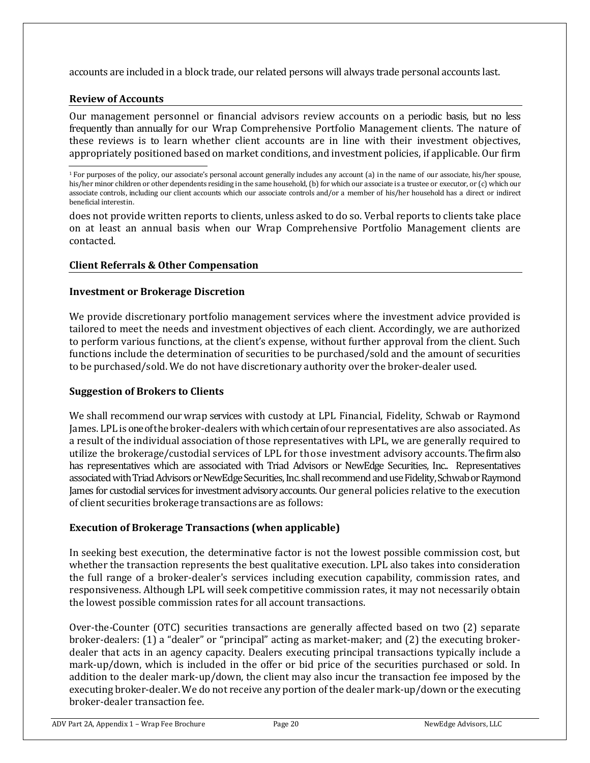accounts are included in a block trade, our related persons will always trade personal accounts last.

## Review of Accounts

Our management personnel or financial advisors review accounts on a periodic basis, but no less frequently than annually for our Wrap Comprehensive Portfolio Management clients. The nature of these reviews is to learn whether client accounts are in line with their investment objectives, appropriately positioned based on market conditions, and investment policies, if applicable. Our firm does not provide written reports to clients, unless asked to do so. Verbal reports to clients take place on at least an annual basis when our Wrap Comprehensive Portfolio Management clients are contacted.

[1] For purposes of the policy, our associate's personal account generally includes any account (a) in the name of our associate, his/her spouse, his/her minor children or other dependents residing in the same household, (b) for which our associate is a trustee or executor, or (c) which our associate controls, including our client accounts which our associate controls and/or a member of his/her household has a direct or indirect beneficial interestin.

## Client Referrals & Other Compensation

### Investment or Brokerage Discretion

We provide discretionary portfolio management services where the investment advice provided is tailored to meet the needs and investment objectives of each client. Accordingly, we are authorized to perform various functions, at the client's expense, without further approval from the client. Such functions include the determination of securities to be purchased/sold and the amount of securities to be purchased/sold. We do not have discretionary authority over the broker-dealer used.

### Suggestion of Brokers to Clients

We shall recommend our wrap services with custody at LPL Financial, Fidelity, Schwab or Raymond James. LPL is one of the broker-dealers with which certain of our representatives are also associated. As a result of the individual association of those representatives with LPL, we are generally required to utilize the brokerage/custodial services of LPL for those investment advisory accounts. The firm also has representatives which are associated with Triad Advisors or NewEdge Securities, Inc.. Representatives associated with Triad Advisors or NewEdge Securities, Inc. shall recommend and use Fidelity, Schwab or Raymond James for custodial services for investment advisory accounts. Our general policies relative to the execution of client securities brokerage transactions are as follows:

### Execution of Brokerage Transactions (when applicable)

In seeking best execution, the determinative factor is not the lowest possible commission cost, but whether the transaction represents the best qualitative execution. LPL also takes into consideration the full range of a broker-dealer's services including execution capability, commission rates, and responsiveness. Although LPL will seek competitive commission rates, it may not necessarily obtain the lowest possible commission rates for all account transactions.

Over-the-Counter (OTC) securities transactions are generally affected based on two (2) separate broker-dealers: (1) a "dealer" or "principal" acting as market-maker; and (2) the executing broker-dealer that acts in an agency capacity. Dealers executing principal transactions typically include a mark-up/down, which is included in the offer or bid price of the securities purchased or sold. In addition to the dealer mark-up/down, the client may also incur the transaction fee imposed by the executing broker-dealer. We do not receive any portion of the dealer mark-up/down or the executing broker-dealer transaction fee.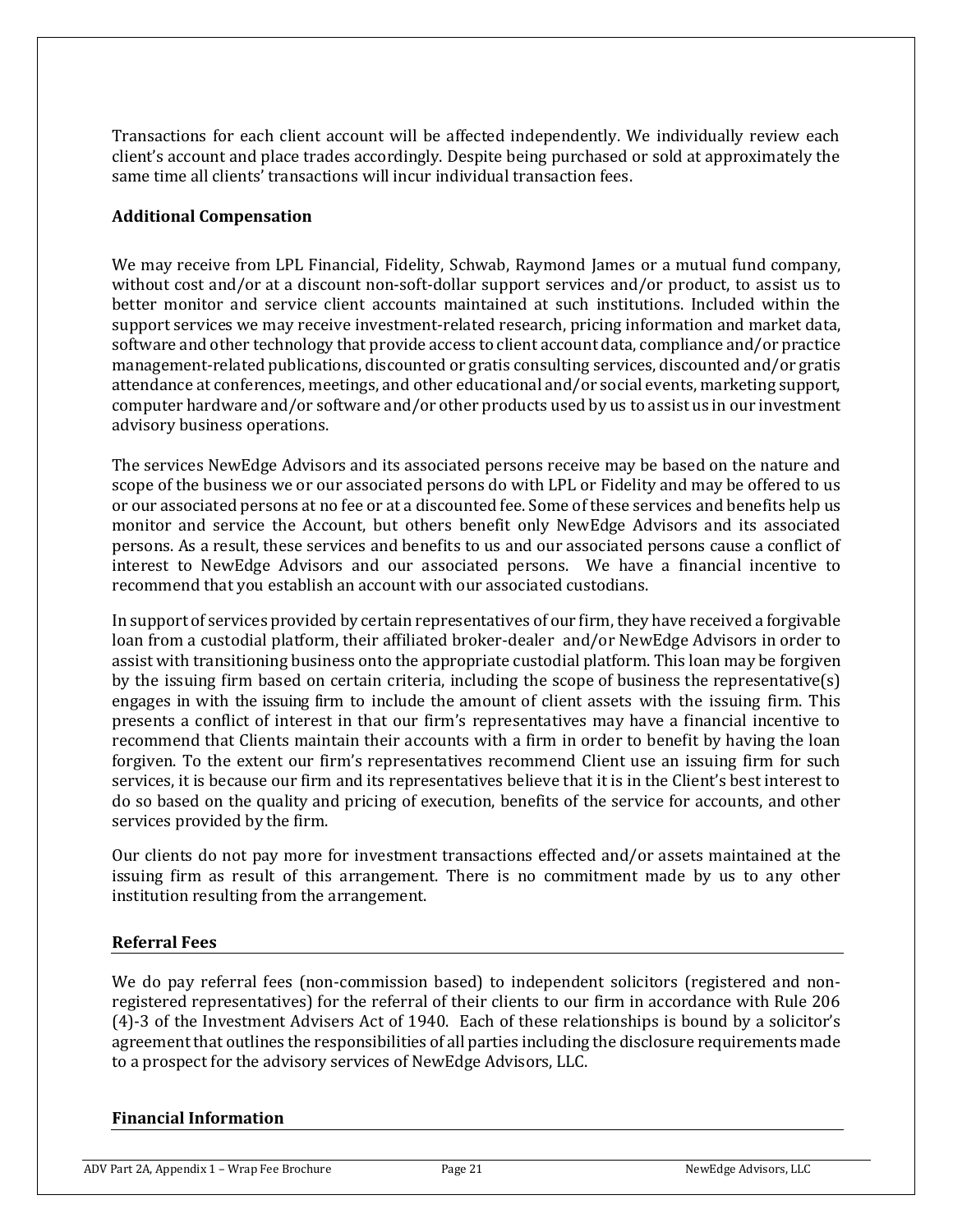Transactions for each client account will be affected independently. We individually review each client's account and place trades accordingly. Despite being purchased or sold at approximately the same time all clients' transactions will incur individual transaction fees.

**Additional Compensation**

We may receive from LPL Financial, Fidelity, Schwab, Raymond James or a mutual fund company, without cost and/or at a discount non-soft-dollar support services and/or product, to assist us to better monitor and service client accounts maintained at such institutions. Included within the support services we may receive investment-related research, pricing information and market data, software and other technology that provide access to client account data, compliance and/or practice management-related publications, discounted or gratis consulting services, discounted and/or gratis attendance at conferences, meetings, and other educational and/or social events, marketing support, computer hardware and/or software and/or other products used by us to assist us in our investment advisory business operations.

The services NewEdge Advisors and its associated persons receive may be based on the nature and scope of the business we or our associated persons do with LPL or Fidelity and may be offered to us or our associated persons at no fee or at a discounted fee. Some of these services and benefits help us monitor and service the Account, but others benefit only NewEdge Advisors and its associated persons. As a result, these services and benefits to us and our associated persons cause a conflict of interest to NewEdge Advisors and our associated persons. We have a financial incentive to recommend that you establish an account with our associated custodians.

In support of services provided by certain representatives of our firm, they have received a forgivable loan from a custodial platform, their affiliated broker-dealer and/or NewEdge Advisors in order to assist with transitioning business onto the appropriate custodial platform. This loan may be forgiven by the issuing firm based on certain criteria, including the scope of business the representative(s) engages in with the issuing firm to include the amount of client assets with the issuing firm. This presents a conflict of interest in that our firm's representatives may have a financial incentive to recommend that Clients maintain their accounts with a firm in order to benefit by having the loan forgiven. To the extent our firm's representatives recommend Client use an issuing firm for such services, it is because our firm and its representatives believe that it is in the Client's best interest to do so based on the quality and pricing of execution, benefits of the service for accounts, and other services provided by the firm.

Our clients do not pay more for investment transactions effected and/or assets maintained at the issuing firm as result of this arrangement. There is no commitment made by us to any other institution resulting from the arrangement.

## Referral Fees

We do pay referral fees (non-commission based) to independent solicitors (registered and non-registered representatives) for the referral of their clients to our firm in accordance with Rule 206 (4)-3 of the Investment Advisers Act of 1940. Each of these relationships is bound by a solicitor's agreement that outlines the responsibilities of all parties including the disclosure requirements made to a prospect for the advisory services of NewEdge Advisors, LLC.

## Financial Information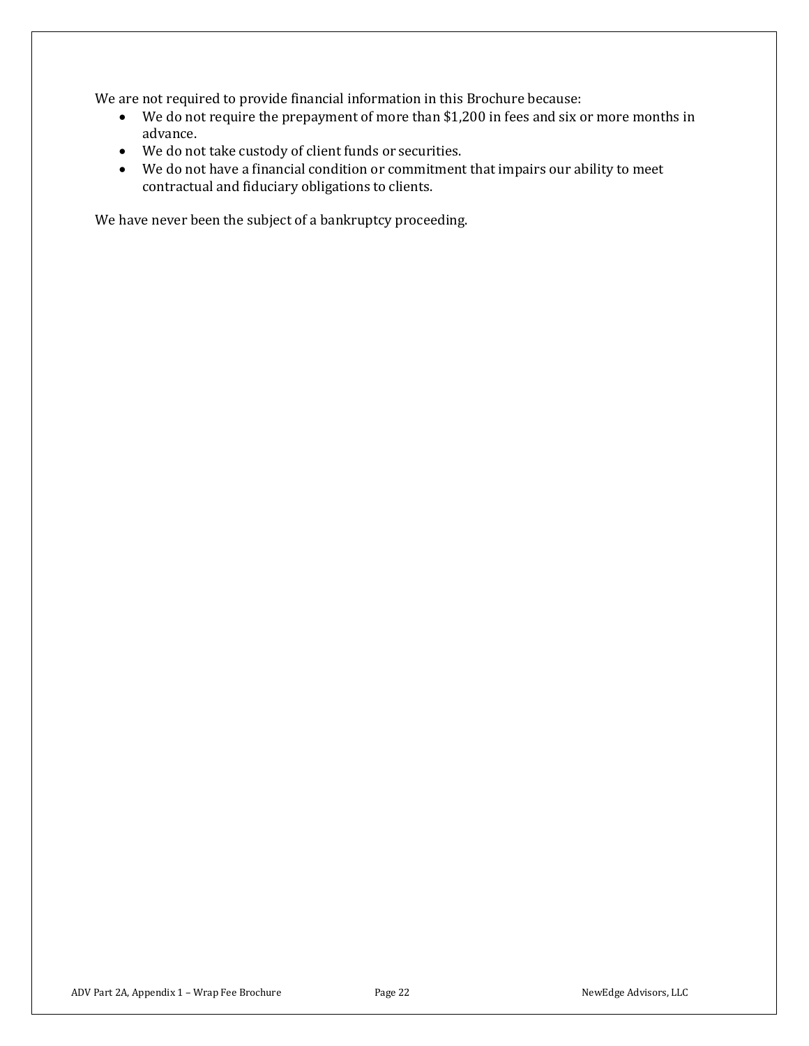We are not required to provide financial information in this Brochure because:

- We do not require the prepayment of more than $1,200 in fees and six or more months in advance.
- We do not take custody of client funds or securities.
- We do not have a financial condition or commitment that impairs our ability to meet contractual and fiduciary obligations to clients.

We have never been the subject of a bankruptcy proceeding.